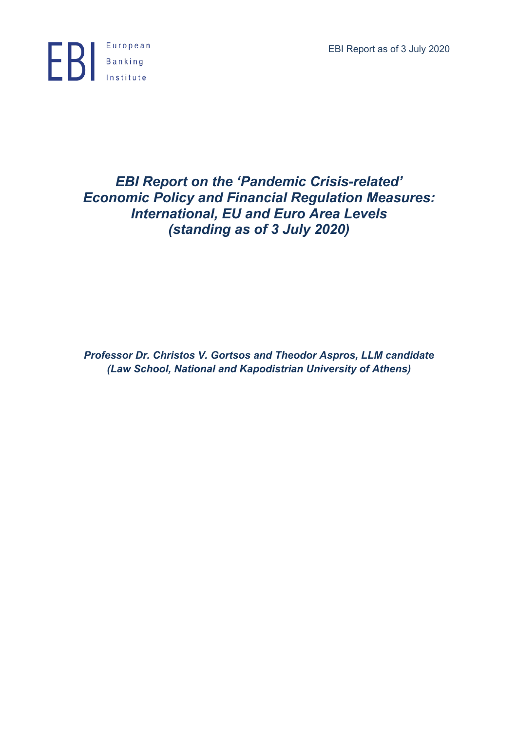# *EBI Report on the 'Pandemic Crisis-related' Economic Policy and Financial Regulation Measures: International, EU and Euro Area Levels (standing as of 3 July 2020)*

***Professor Dr. Christos V. Gortsos and Theodor Aspros, LLM candidate (Law School, National and Kapodistrian University of Athens)***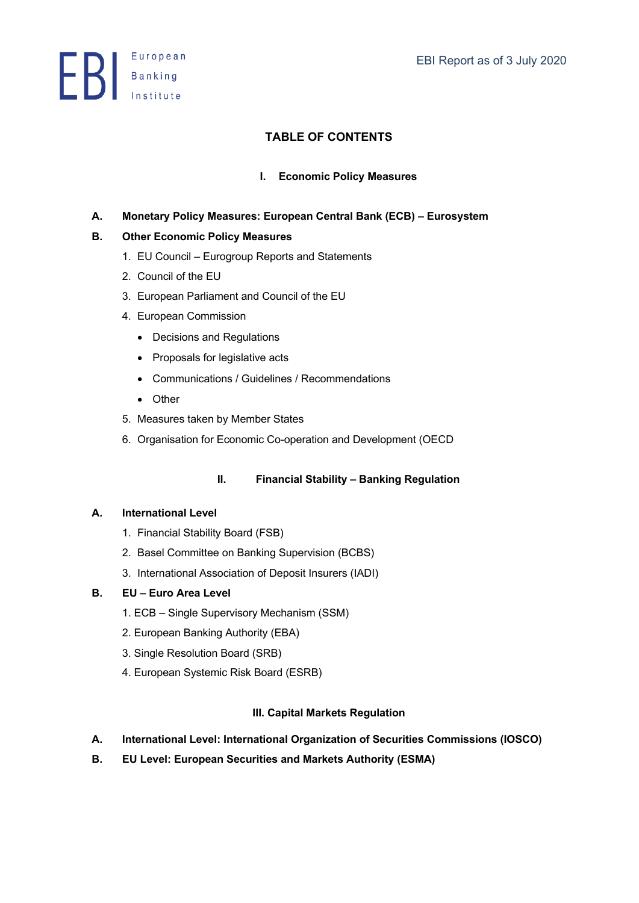# TABLE OF CONTENTS

## I. Economic Policy Measures

**A. Monetary Policy Measures: European Central Bank (ECB) – Eurosystem**

**B. Other Economic Policy Measures**

1. EU Council – Eurogroup Reports and Statements
2. Council of the EU
3. European Parliament and Council of the EU
4. European Commission
   - Decisions and Regulations
   - Proposals for legislative acts
   - Communications / Guidelines / Recommendations
   - Other
5. Measures taken by Member States
6. Organisation for Economic Co-operation and Development (OECD

## II. Financial Stability – Banking Regulation

**A. International Level**

1. Financial Stability Board (FSB)
2. Basel Committee on Banking Supervision (BCBS)
3. International Association of Deposit Insurers (IADI)

**B. EU – Euro Area Level**

1. ECB – Single Supervisory Mechanism (SSM)
2. European Banking Authority (EBA)
3. Single Resolution Board (SRB)
4. European Systemic Risk Board (ESRB)

## III. Capital Markets Regulation

**A. International Level: International Organization of Securities Commissions (IOSCO)**

**B. EU Level: European Securities and Markets Authority (ESMA)**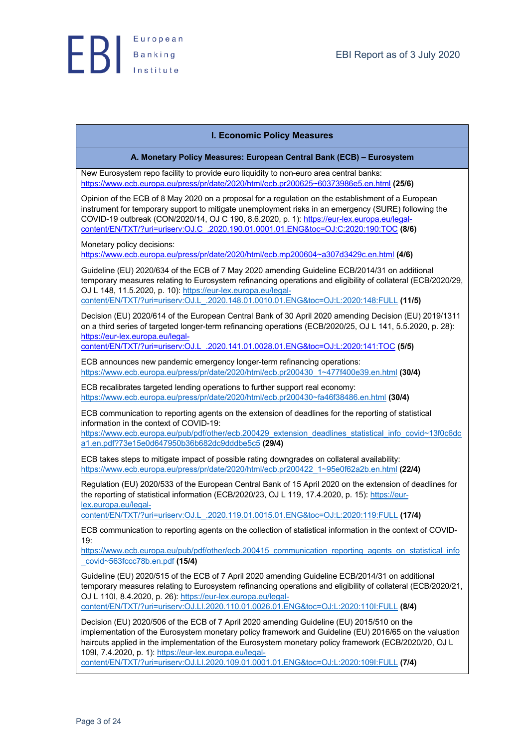## I. Economic Policy Measures

### A. Monetary Policy Measures: European Central Bank (ECB) – Eurosystem

New Eurosystem repo facility to provide euro liquidity to non-euro area central banks: https://www.ecb.europa.eu/press/pr/date/2020/html/ecb.pr200625~60373986e5.en.html **(25/6)**

Opinion of the ECB of 8 May 2020 on a proposal for a regulation on the establishment of a European instrument for temporary support to mitigate unemployment risks in an emergency (SURE) following the COVID-19 outbreak (CON/2020/14, OJ C 190, 8.6.2020, p. 1): https://eur-lex.europa.eu/legal-content/EN/TXT/?uri=uriserv:OJ.C_.2020.190.01.0001.01.ENG&toc=OJ:C:2020:190:TOC **(8/6)**

Monetary policy decisions: https://www.ecb.europa.eu/press/pr/date/2020/html/ecb.mp200604~a307d3429c.en.html **(4/6)**

Guideline (EU) 2020/634 of the ECB of 7 May 2020 amending Guideline ECB/2014/31 on additional temporary measures relating to Eurosystem refinancing operations and eligibility of collateral (ECB/2020/29, OJ L 148, 11.5.2020, p. 10): https://eur-lex.europa.eu/legal-content/EN/TXT/?uri=uriserv:OJ.L_.2020.148.01.0010.01.ENG&toc=OJ:L:2020:148:FULL **(11/5)**

Decision (EU) 2020/614 of the European Central Bank of 30 April 2020 amending Decision (EU) 2019/1311 on a third series of targeted longer-term refinancing operations (ECB/2020/25, OJ L 141, 5.5.2020, p. 28): https://eur-lex.europa.eu/legal-content/EN/TXT/?uri=uriserv:OJ.L_.2020.141.01.0028.01.ENG&toc=OJ:L:2020:141:TOC **(5/5)**

ECB announces new pandemic emergency longer-term refinancing operations: https://www.ecb.europa.eu/press/pr/date/2020/html/ecb.pr200430_1~477f400e39.en.html **(30/4)**

ECB recalibrates targeted lending operations to further support real economy: https://www.ecb.europa.eu/press/pr/date/2020/html/ecb.pr200430~fa46f38486.en.html **(30/4)**

ECB communication to reporting agents on the extension of deadlines for the reporting of statistical information in the context of COVID-19: https://www.ecb.europa.eu/pub/pdf/other/ecb.200429_extension_deadlines_statistical_info_covid~13f0c6dca1.en.pdf?73e15e0d647950b36b682dc9dddbe5c5 **(29/4)**

ECB takes steps to mitigate impact of possible rating downgrades on collateral availability: https://www.ecb.europa.eu/press/pr/date/2020/html/ecb.pr200422_1~95e0f62a2b.en.html **(22/4)**

Regulation (EU) 2020/533 of the European Central Bank of 15 April 2020 on the extension of deadlines for the reporting of statistical information (ECB/2020/23, OJ L 119, 17.4.2020, p. 15): https://eur-lex.europa.eu/legal-content/EN/TXT/?uri=uriserv:OJ.L_.2020.119.01.0015.01.ENG&toc=OJ:L:2020:119:FULL **(17/4)**

ECB communication to reporting agents on the collection of statistical information in the context of COVID-19: https://www.ecb.europa.eu/pub/pdf/other/ecb.200415_communication_reporting_agents_on_statistical_info_covid~563fccc78b.en.pdf **(15/4)**

Guideline (EU) 2020/515 of the ECB of 7 April 2020 amending Guideline ECB/2014/31 on additional temporary measures relating to Eurosystem refinancing operations and eligibility of collateral (ECB/2020/21, OJ L 110I, 8.4.2020, p. 26): https://eur-lex.europa.eu/legal-content/EN/TXT/?uri=uriserv:OJ.LI.2020.110.01.0026.01.ENG&toc=OJ:L:2020:110I:FULL **(8/4)**

Decision (EU) 2020/506 of the ECB of 7 April 2020 amending Guideline (EU) 2015/510 on the implementation of the Eurosystem monetary policy framework and Guideline (EU) 2016/65 on the valuation haircuts applied in the implementation of the Eurosystem monetary policy framework (ECB/2020/20, OJ L 109I, 7.4.2020, p. 1): https://eur-lex.europa.eu/legal-content/EN/TXT/?uri=uriserv:OJ.LI.2020.109.01.0001.01.ENG&toc=OJ:L:2020:109I:FULL **(7/4)**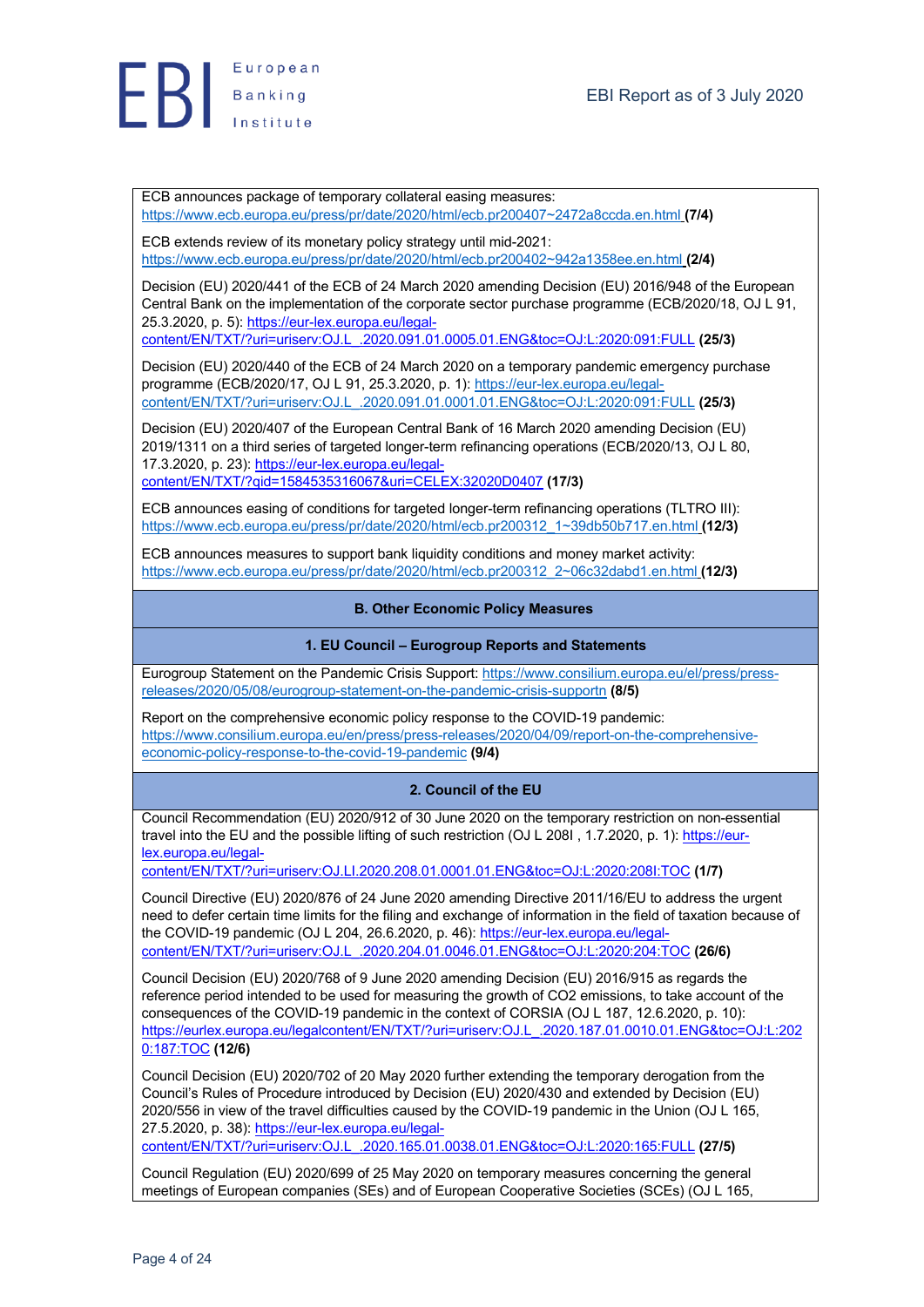ECB announces package of temporary collateral easing measures: https://www.ecb.europa.eu/press/pr/date/2020/html/ecb.pr200407~2472a8ccda.en.html **(7/4)**

ECB extends review of its monetary policy strategy until mid-2021: https://www.ecb.europa.eu/press/pr/date/2020/html/ecb.pr200402~942a1358ee.en.html **(2/4)**

Decision (EU) 2020/441 of the ECB of 24 March 2020 amending Decision (EU) 2016/948 of the European Central Bank on the implementation of the corporate sector purchase programme (ECB/2020/18, OJ L 91, 25.3.2020, p. 5): https://eur-lex.europa.eu/legal-content/EN/TXT/?uri=uriserv:OJ.L_.2020.091.01.0005.01.ENG&toc=OJ:L:2020:091:FULL **(25/3)**

Decision (EU) 2020/440 of the ECB of 24 March 2020 on a temporary pandemic emergency purchase programme (ECB/2020/17, OJ L 91, 25.3.2020, p. 1): https://eur-lex.europa.eu/legal-content/EN/TXT/?uri=uriserv:OJ.L_.2020.091.01.0001.01.ENG&toc=OJ:L:2020:091:FULL **(25/3)**

Decision (EU) 2020/407 of the European Central Bank of 16 March 2020 amending Decision (EU) 2019/1311 on a third series of targeted longer-term refinancing operations (ECB/2020/13, OJ L 80, 17.3.2020, p. 23): https://eur-lex.europa.eu/legal-content/EN/TXT/?qid=1584535316067&uri=CELEX:32020D0407 **(17/3)**

ECB announces easing of conditions for targeted longer-term refinancing operations (TLTRO III): https://www.ecb.europa.eu/press/pr/date/2020/html/ecb.pr200312_1~39db50b717.en.html **(12/3)**

ECB announces measures to support bank liquidity conditions and money market activity: https://www.ecb.europa.eu/press/pr/date/2020/html/ecb.pr200312_2~06c32dabd1.en.html **(12/3)**

## B. Other Economic Policy Measures

### 1. EU Council – Eurogroup Reports and Statements

Eurogroup Statement on the Pandemic Crisis Support: https://www.consilium.europa.eu/el/press/press-releases/2020/05/08/eurogroup-statement-on-the-pandemic-crisis-supportn **(8/5)**

Report on the comprehensive economic policy response to the COVID-19 pandemic: https://www.consilium.europa.eu/en/press/press-releases/2020/04/09/report-on-the-comprehensive-economic-policy-response-to-the-covid-19-pandemic **(9/4)**

### 2. Council of the EU

Council Recommendation (EU) 2020/912 of 30 June 2020 on the temporary restriction on non-essential travel into the EU and the possible lifting of such restriction (OJ L 208I , 1.7.2020, p. 1): https://eur-lex.europa.eu/legal-content/EN/TXT/?uri=uriserv:OJ.LI.2020.208.01.0001.01.ENG&toc=OJ:L:2020:208I:TOC **(1/7)**

Council Directive (EU) 2020/876 of 24 June 2020 amending Directive 2011/16/EU to address the urgent need to defer certain time limits for the filing and exchange of information in the field of taxation because of the COVID-19 pandemic (OJ L 204, 26.6.2020, p. 46): https://eur-lex.europa.eu/legal-content/EN/TXT/?uri=uriserv:OJ.L_.2020.204.01.0046.01.ENG&toc=OJ:L:2020:204:TOC **(26/6)**

Council Decision (EU) 2020/768 of 9 June 2020 amending Decision (EU) 2016/915 as regards the reference period intended to be used for measuring the growth of CO2 emissions, to take account of the consequences of the COVID-19 pandemic in the context of CORSIA (OJ L 187, 12.6.2020, p. 10): https://eurlex.europa.eu/legalcontent/EN/TXT/?uri=uriserv:OJ.L_.2020.187.01.0010.01.ENG&toc=OJ:L:2020:187:TOC **(12/6)**

Council Decision (EU) 2020/702 of 20 May 2020 further extending the temporary derogation from the Council's Rules of Procedure introduced by Decision (EU) 2020/430 and extended by Decision (EU) 2020/556 in view of the travel difficulties caused by the COVID-19 pandemic in the Union (OJ L 165, 27.5.2020, p. 38): https://eur-lex.europa.eu/legal-content/EN/TXT/?uri=uriserv:OJ.L_.2020.165.01.0038.01.ENG&toc=OJ:L:2020:165:FULL **(27/5)**

Council Regulation (EU) 2020/699 of 25 May 2020 on temporary measures concerning the general meetings of European companies (SEs) and of European Cooperative Societies (SCEs) (OJ L 165,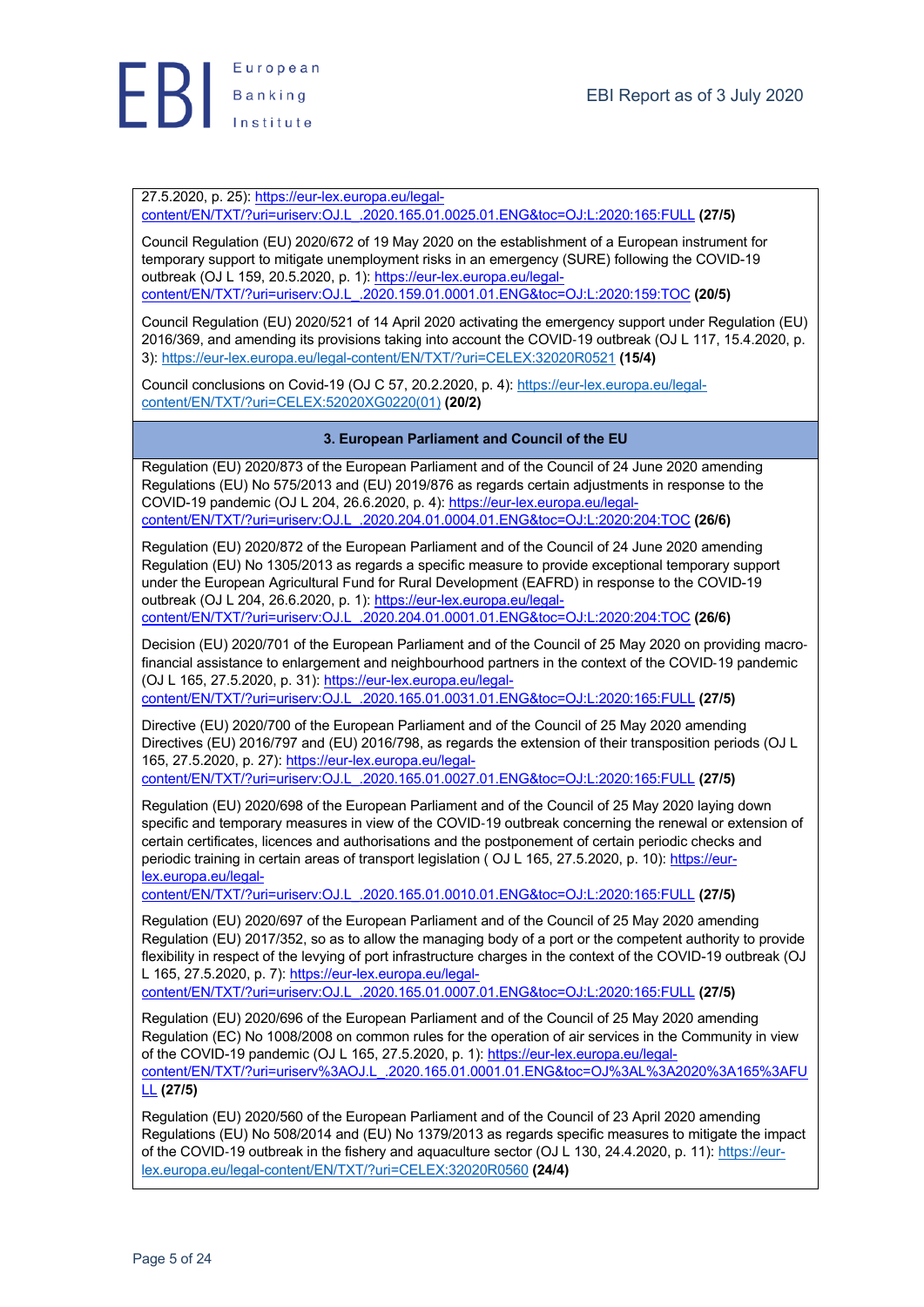27.5.2020, p. 25): https://eur-lex.europa.eu/legal-content/EN/TXT/?uri=uriserv:OJ.L_.2020.165.01.0025.01.ENG&toc=OJ:L:2020:165:FULL **(27/5)**

Council Regulation (EU) 2020/672 of 19 May 2020 on the establishment of a European instrument for temporary support to mitigate unemployment risks in an emergency (SURE) following the COVID-19 outbreak (OJ L 159, 20.5.2020, p. 1): https://eur-lex.europa.eu/legal-content/EN/TXT/?uri=uriserv:OJ.L_.2020.159.01.0001.01.ENG&toc=OJ:L:2020:159:TOC **(20/5)**

Council Regulation (EU) 2020/521 of 14 April 2020 activating the emergency support under Regulation (EU) 2016/369, and amending its provisions taking into account the COVID-19 outbreak (OJ L 117, 15.4.2020, p. 3): https://eur-lex.europa.eu/legal-content/EN/TXT/?uri=CELEX:32020R0521 **(15/4)**

Council conclusions on Covid-19 (OJ C 57, 20.2.2020, p. 4): https://eur-lex.europa.eu/legal-content/EN/TXT/?uri=CELEX:52020XG0220(01) **(20/2)**

## 3. European Parliament and Council of the EU

Regulation (EU) 2020/873 of the European Parliament and of the Council of 24 June 2020 amending Regulations (EU) No 575/2013 and (EU) 2019/876 as regards certain adjustments in response to the COVID-19 pandemic (OJ L 204, 26.6.2020, p. 4): https://eur-lex.europa.eu/legal-content/EN/TXT/?uri=uriserv:OJ.L_.2020.204.01.0004.01.ENG&toc=OJ:L:2020:204:TOC **(26/6)**

Regulation (EU) 2020/872 of the European Parliament and of the Council of 24 June 2020 amending Regulation (EU) No 1305/2013 as regards a specific measure to provide exceptional temporary support under the European Agricultural Fund for Rural Development (EAFRD) in response to the COVID-19 outbreak (OJ L 204, 26.6.2020, p. 1): https://eur-lex.europa.eu/legal-content/EN/TXT/?uri=uriserv:OJ.L_.2020.204.01.0001.01.ENG&toc=OJ:L:2020:204:TOC **(26/6)**

Decision (EU) 2020/701 of the European Parliament and of the Council of 25 May 2020 on providing macro-financial assistance to enlargement and neighbourhood partners in the context of the COVID-19 pandemic (OJ L 165, 27.5.2020, p. 31): https://eur-lex.europa.eu/legal-content/EN/TXT/?uri=uriserv:OJ.L_.2020.165.01.0031.01.ENG&toc=OJ:L:2020:165:FULL **(27/5)**

Directive (EU) 2020/700 of the European Parliament and of the Council of 25 May 2020 amending Directives (EU) 2016/797 and (EU) 2016/798, as regards the extension of their transposition periods (OJ L 165, 27.5.2020, p. 27): https://eur-lex.europa.eu/legal-content/EN/TXT/?uri=uriserv:OJ.L_.2020.165.01.0027.01.ENG&toc=OJ:L:2020:165:FULL **(27/5)**

Regulation (EU) 2020/698 of the European Parliament and of the Council of 25 May 2020 laying down specific and temporary measures in view of the COVID-19 outbreak concerning the renewal or extension of certain certificates, licences and authorisations and the postponement of certain periodic checks and periodic training in certain areas of transport legislation ( OJ L 165, 27.5.2020, p. 10): https://eur-lex.europa.eu/legal-content/EN/TXT/?uri=uriserv:OJ.L_.2020.165.01.0010.01.ENG&toc=OJ:L:2020:165:FULL **(27/5)**

Regulation (EU) 2020/697 of the European Parliament and of the Council of 25 May 2020 amending Regulation (EU) 2017/352, so as to allow the managing body of a port or the competent authority to provide flexibility in respect of the levying of port infrastructure charges in the context of the COVID-19 outbreak (OJ L 165, 27.5.2020, p. 7): https://eur-lex.europa.eu/legal-content/EN/TXT/?uri=uriserv:OJ.L_.2020.165.01.0007.01.ENG&toc=OJ:L:2020:165:FULL **(27/5)**

Regulation (EU) 2020/696 of the European Parliament and of the Council of 25 May 2020 amending Regulation (EC) No 1008/2008 on common rules for the operation of air services in the Community in view of the COVID-19 pandemic (OJ L 165, 27.5.2020, p. 1): https://eur-lex.europa.eu/legal-content/EN/TXT/?uri=uriserv%3AOJ.L_.2020.165.01.0001.01.ENG&toc=OJ%3AL%3A2020%3A165%3AFULL **(27/5)**

Regulation (EU) 2020/560 of the European Parliament and of the Council of 23 April 2020 amending Regulations (EU) No 508/2014 and (EU) No 1379/2013 as regards specific measures to mitigate the impact of the COVID-19 outbreak in the fishery and aquaculture sector (OJ L 130, 24.4.2020, p. 11): https://eur-lex.europa.eu/legal-content/EN/TXT/?uri=CELEX:32020R0560 **(24/4)**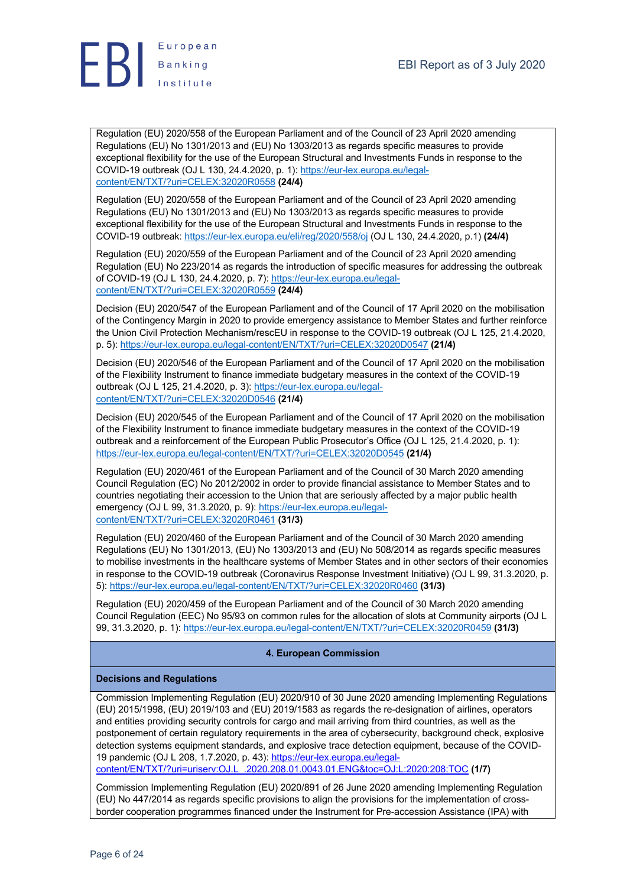Regulation (EU) 2020/558 of the European Parliament and of the Council of 23 April 2020 amending Regulations (EU) No 1301/2013 and (EU) No 1303/2013 as regards specific measures to provide exceptional flexibility for the use of the European Structural and Investments Funds in response to the COVID-19 outbreak (OJ L 130, 24.4.2020, p. 1): https://eur-lex.europa.eu/legal-content/EN/TXT/?uri=CELEX:32020R0558 **(24/4)**

Regulation (EU) 2020/558 of the European Parliament and of the Council of 23 April 2020 amending Regulations (EU) No 1301/2013 and (EU) No 1303/2013 as regards specific measures to provide exceptional flexibility for the use of the European Structural and Investments Funds in response to the COVID-19 outbreak: https://eur-lex.europa.eu/eli/reg/2020/558/oj (OJ L 130, 24.4.2020, p.1) **(24/4)**

Regulation (EU) 2020/559 of the European Parliament and of the Council of 23 April 2020 amending Regulation (EU) No 223/2014 as regards the introduction of specific measures for addressing the outbreak of COVID-19 (OJ L 130, 24.4.2020, p. 7): https://eur-lex.europa.eu/legal-content/EN/TXT/?uri=CELEX:32020R0559 **(24/4)**

Decision (EU) 2020/547 of the European Parliament and of the Council of 17 April 2020 on the mobilisation of the Contingency Margin in 2020 to provide emergency assistance to Member States and further reinforce the Union Civil Protection Mechanism/rescEU in response to the COVID-19 outbreak (OJ L 125, 21.4.2020, p. 5): https://eur-lex.europa.eu/legal-content/EN/TXT/?uri=CELEX:32020D0547 **(21/4)**

Decision (EU) 2020/546 of the European Parliament and of the Council of 17 April 2020 on the mobilisation of the Flexibility Instrument to finance immediate budgetary measures in the context of the COVID-19 outbreak (OJ L 125, 21.4.2020, p. 3): https://eur-lex.europa.eu/legal-content/EN/TXT/?uri=CELEX:32020D0546 **(21/4)**

Decision (EU) 2020/545 of the European Parliament and of the Council of 17 April 2020 on the mobilisation of the Flexibility Instrument to finance immediate budgetary measures in the context of the COVID-19 outbreak and a reinforcement of the European Public Prosecutor's Office (OJ L 125, 21.4.2020, p. 1): https://eur-lex.europa.eu/legal-content/EN/TXT/?uri=CELEX:32020D0545 **(21/4)**

Regulation (EU) 2020/461 of the European Parliament and of the Council of 30 March 2020 amending Council Regulation (EC) No 2012/2002 in order to provide financial assistance to Member States and to countries negotiating their accession to the Union that are seriously affected by a major public health emergency (OJ L 99, 31.3.2020, p. 9): https://eur-lex.europa.eu/legal-content/EN/TXT/?uri=CELEX:32020R0461 **(31/3)**

Regulation (EU) 2020/460 of the European Parliament and of the Council of 30 March 2020 amending Regulations (EU) No 1301/2013, (EU) No 1303/2013 and (EU) No 508/2014 as regards specific measures to mobilise investments in the healthcare systems of Member States and in other sectors of their economies in response to the COVID-19 outbreak (Coronavirus Response Investment Initiative) (OJ L 99, 31.3.2020, p. 5): https://eur-lex.europa.eu/legal-content/EN/TXT/?uri=CELEX:32020R0460 **(31/3)**

Regulation (EU) 2020/459 of the European Parliament and of the Council of 30 March 2020 amending Council Regulation (EEC) No 95/93 on common rules for the allocation of slots at Community airports (OJ L 99, 31.3.2020, p. 1): https://eur-lex.europa.eu/legal-content/EN/TXT/?uri=CELEX:32020R0459 **(31/3)**

## 4. European Commission

### Decisions and Regulations

Commission Implementing Regulation (EU) 2020/910 of 30 June 2020 amending Implementing Regulations (EU) 2015/1998, (EU) 2019/103 and (EU) 2019/1583 as regards the re-designation of airlines, operators and entities providing security controls for cargo and mail arriving from third countries, as well as the postponement of certain regulatory requirements in the area of cybersecurity, background check, explosive detection systems equipment standards, and explosive trace detection equipment, because of the COVID-19 pandemic (OJ L 208, 1.7.2020, p. 43): https://eur-lex.europa.eu/legal-content/EN/TXT/?uri=uriserv:OJ.L_.2020.208.01.0043.01.ENG&toc=OJ:L:2020:208:TOC **(1/7)**

Commission Implementing Regulation (EU) 2020/891 of 26 June 2020 amending Implementing Regulation (EU) No 447/2014 as regards specific provisions to align the provisions for the implementation of cross-border cooperation programmes financed under the Instrument for Pre-accession Assistance (IPA) with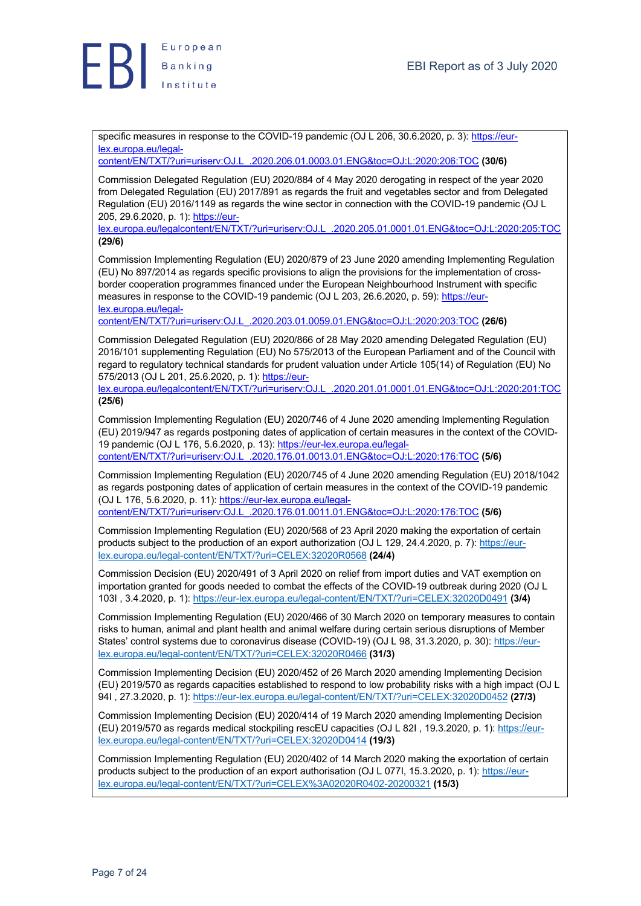specific measures in response to the COVID-19 pandemic (OJ L 206, 30.6.2020, p. 3): https://eur-lex.europa.eu/legal-content/EN/TXT/?uri=uriserv:OJ.L_.2020.206.01.0003.01.ENG&toc=OJ:L:2020:206:TOC **(30/6)**

Commission Delegated Regulation (EU) 2020/884 of 4 May 2020 derogating in respect of the year 2020 from Delegated Regulation (EU) 2017/891 as regards the fruit and vegetables sector and from Delegated Regulation (EU) 2016/1149 as regards the wine sector in connection with the COVID-19 pandemic (OJ L 205, 29.6.2020, p. 1): https://eur-lex.europa.eu/legalcontent/EN/TXT/?uri=uriserv:OJ.L_.2020.205.01.0001.01.ENG&toc=OJ:L:2020:205:TOC **(29/6)**

Commission Implementing Regulation (EU) 2020/879 of 23 June 2020 amending Implementing Regulation (EU) No 897/2014 as regards specific provisions to align the provisions for the implementation of cross-border cooperation programmes financed under the European Neighbourhood Instrument with specific measures in response to the COVID-19 pandemic (OJ L 203, 26.6.2020, p. 59): https://eur-lex.europa.eu/legal-content/EN/TXT/?uri=uriserv:OJ.L_.2020.203.01.0059.01.ENG&toc=OJ:L:2020:203:TOC **(26/6)**

Commission Delegated Regulation (EU) 2020/866 of 28 May 2020 amending Delegated Regulation (EU) 2016/101 supplementing Regulation (EU) No 575/2013 of the European Parliament and of the Council with regard to regulatory technical standards for prudent valuation under Article 105(14) of Regulation (EU) No 575/2013 (OJ L 201, 25.6.2020, p. 1): https://eur-lex.europa.eu/legalcontent/EN/TXT/?uri=uriserv:OJ.L_.2020.201.01.0001.01.ENG&toc=OJ:L:2020:201:TOC **(25/6)**

Commission Implementing Regulation (EU) 2020/746 of 4 June 2020 amending Implementing Regulation (EU) 2019/947 as regards postponing dates of application of certain measures in the context of the COVID-19 pandemic (OJ L 176, 5.6.2020, p. 13): https://eur-lex.europa.eu/legal-content/EN/TXT/?uri=uriserv:OJ.L_.2020.176.01.0013.01.ENG&toc=OJ:L:2020:176:TOC **(5/6)**

Commission Implementing Regulation (EU) 2020/745 of 4 June 2020 amending Regulation (EU) 2018/1042 as regards postponing dates of application of certain measures in the context of the COVID-19 pandemic (OJ L 176, 5.6.2020, p. 11): https://eur-lex.europa.eu/legal-content/EN/TXT/?uri=uriserv:OJ.L_.2020.176.01.0011.01.ENG&toc=OJ:L:2020:176:TOC **(5/6)**

Commission Implementing Regulation (EU) 2020/568 of 23 April 2020 making the exportation of certain products subject to the production of an export authorization (OJ L 129, 24.4.2020, p. 7): https://eur-lex.europa.eu/legal-content/EN/TXT/?uri=CELEX:32020R0568 **(24/4)**

Commission Decision (EU) 2020/491 of 3 April 2020 on relief from import duties and VAT exemption on importation granted for goods needed to combat the effects of the COVID-19 outbreak during 2020 (OJ L 103I , 3.4.2020, p. 1): https://eur-lex.europa.eu/legal-content/EN/TXT/?uri=CELEX:32020D0491 **(3/4)**

Commission Implementing Regulation (EU) 2020/466 of 30 March 2020 on temporary measures to contain risks to human, animal and plant health and animal welfare during certain serious disruptions of Member States' control systems due to coronavirus disease (COVID-19) (OJ L 98, 31.3.2020, p. 30): https://eur-lex.europa.eu/legal-content/EN/TXT/?uri=CELEX:32020R0466 **(31/3)**

Commission Implementing Decision (EU) 2020/452 of 26 March 2020 amending Implementing Decision (EU) 2019/570 as regards capacities established to respond to low probability risks with a high impact (OJ L 94I , 27.3.2020, p. 1): https://eur-lex.europa.eu/legal-content/EN/TXT/?uri=CELEX:32020D0452 **(27/3)**

Commission Implementing Decision (EU) 2020/414 of 19 March 2020 amending Implementing Decision (EU) 2019/570 as regards medical stockpiling rescEU capacities (OJ L 82I , 19.3.2020, p. 1): https://eur-lex.europa.eu/legal-content/EN/TXT/?uri=CELEX:32020D0414 **(19/3)**

Commission Implementing Regulation (EU) 2020/402 of 14 March 2020 making the exportation of certain products subject to the production of an export authorisation (OJ L 077I, 15.3.2020, p. 1): https://eur-lex.europa.eu/legal-content/EN/TXT/?uri=CELEX%3A02020R0402-20200321 **(15/3)**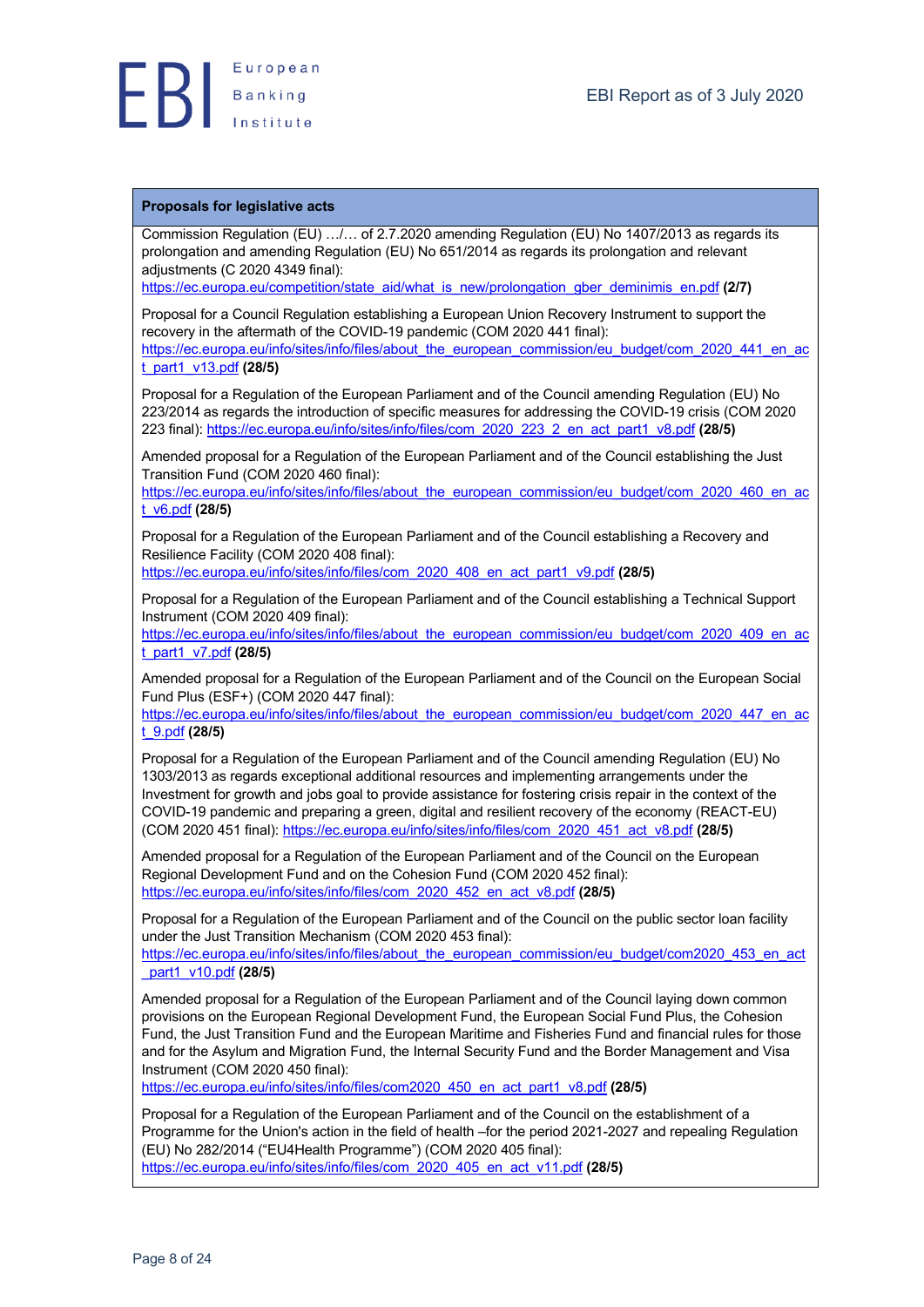**Proposals for legislative acts**

Commission Regulation (EU) …/… of 2.7.2020 amending Regulation (EU) No 1407/2013 as regards its prolongation and amending Regulation (EU) No 651/2014 as regards its prolongation and relevant adjustments (C 2020 4349 final): https://ec.europa.eu/competition/state_aid/what_is_new/prolongation_gber_deminimis_en.pdf **(2/7)**

Proposal for a Council Regulation establishing a European Union Recovery Instrument to support the recovery in the aftermath of the COVID-19 pandemic (COM 2020 441 final): https://ec.europa.eu/info/sites/info/files/about_the_european_commission/eu_budget/com_2020_441_en_act_part1_v13.pdf **(28/5)**

Proposal for a Regulation of the European Parliament and of the Council amending Regulation (EU) No 223/2014 as regards the introduction of specific measures for addressing the COVID-19 crisis (COM 2020 223 final): https://ec.europa.eu/info/sites/info/files/com_2020_223_2_en_act_part1_v8.pdf **(28/5)**

Amended proposal for a Regulation of the European Parliament and of the Council establishing the Just Transition Fund (COM 2020 460 final): https://ec.europa.eu/info/sites/info/files/about_the_european_commission/eu_budget/com_2020_460_en_act_v6.pdf **(28/5)**

Proposal for a Regulation of the European Parliament and of the Council establishing a Recovery and Resilience Facility (COM 2020 408 final): https://ec.europa.eu/info/sites/info/files/com_2020_408_en_act_part1_v9.pdf **(28/5)**

Proposal for a Regulation of the European Parliament and of the Council establishing a Technical Support Instrument (COM 2020 409 final): https://ec.europa.eu/info/sites/info/files/about_the_european_commission/eu_budget/com_2020_409_en_act_part1_v7.pdf **(28/5)**

Amended proposal for a Regulation of the European Parliament and of the Council on the European Social Fund Plus (ESF+) (COM 2020 447 final): https://ec.europa.eu/info/sites/info/files/about_the_european_commission/eu_budget/com_2020_447_en_act_9.pdf **(28/5)**

Proposal for a Regulation of the European Parliament and of the Council amending Regulation (EU) No 1303/2013 as regards exceptional additional resources and implementing arrangements under the Investment for growth and jobs goal to provide assistance for fostering crisis repair in the context of the COVID-19 pandemic and preparing a green, digital and resilient recovery of the economy (REACT-EU) (COM 2020 451 final): https://ec.europa.eu/info/sites/info/files/com_2020_451_act_v8.pdf **(28/5)**

Amended proposal for a Regulation of the European Parliament and of the Council on the European Regional Development Fund and on the Cohesion Fund (COM 2020 452 final): https://ec.europa.eu/info/sites/info/files/com_2020_452_en_act_v8.pdf **(28/5)**

Proposal for a Regulation of the European Parliament and of the Council on the public sector loan facility under the Just Transition Mechanism (COM 2020 453 final): https://ec.europa.eu/info/sites/info/files/about_the_european_commission/eu_budget/com2020_453_en_act_part1_v10.pdf **(28/5)**

Amended proposal for a Regulation of the European Parliament and of the Council laying down common provisions on the European Regional Development Fund, the European Social Fund Plus, the Cohesion Fund, the Just Transition Fund and the European Maritime and Fisheries Fund and financial rules for those and for the Asylum and Migration Fund, the Internal Security Fund and the Border Management and Visa Instrument (COM 2020 450 final): https://ec.europa.eu/info/sites/info/files/com2020_450_en_act_part1_v8.pdf **(28/5)**

Proposal for a Regulation of the European Parliament and of the Council on the establishment of a Programme for the Union's action in the field of health –for the period 2021-2027 and repealing Regulation (EU) No 282/2014 ("EU4Health Programme") (COM 2020 405 final): https://ec.europa.eu/info/sites/info/files/com_2020_405_en_act_v11.pdf **(28/5)**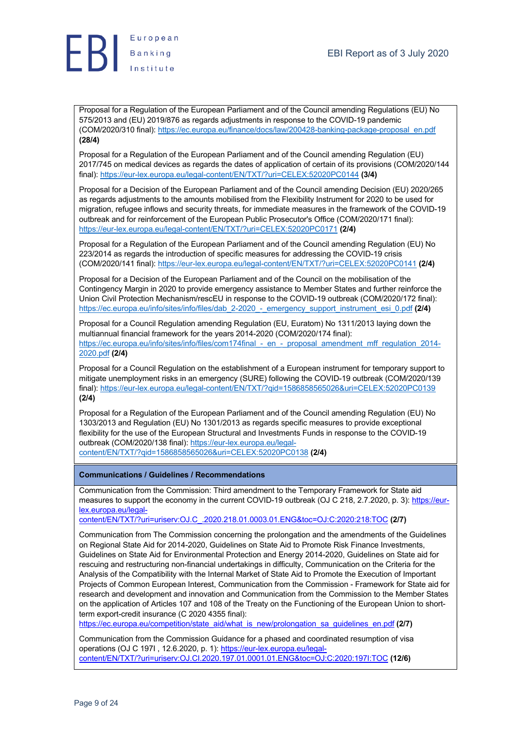Proposal for a Regulation of the European Parliament and of the Council amending Regulations (EU) No 575/2013 and (EU) 2019/876 as regards adjustments in response to the COVID-19 pandemic (COM/2020/310 final): https://ec.europa.eu/finance/docs/law/200428-banking-package-proposal_en.pdf **(28/4)**

Proposal for a Regulation of the European Parliament and of the Council amending Regulation (EU) 2017/745 on medical devices as regards the dates of application of certain of its provisions (COM/2020/144 final): https://eur-lex.europa.eu/legal-content/EN/TXT/?uri=CELEX:52020PC0144 **(3/4)**

Proposal for a Decision of the European Parliament and of the Council amending Decision (EU) 2020/265 as regards adjustments to the amounts mobilised from the Flexibility Instrument for 2020 to be used for migration, refugee inflows and security threats, for immediate measures in the framework of the COVID-19 outbreak and for reinforcement of the European Public Prosecutor's Office (COM/2020/171 final): https://eur-lex.europa.eu/legal-content/EN/TXT/?uri=CELEX:52020PC0171 **(2/4)**

Proposal for a Regulation of the European Parliament and of the Council amending Regulation (EU) No 223/2014 as regards the introduction of specific measures for addressing the COVID-19 crisis (COM/2020/141 final): https://eur-lex.europa.eu/legal-content/EN/TXT/?uri=CELEX:52020PC0141 **(2/4)**

Proposal for a Decision of the European Parliament and of the Council on the mobilisation of the Contingency Margin in 2020 to provide emergency assistance to Member States and further reinforce the Union Civil Protection Mechanism/rescEU in response to the COVID-19 outbreak (COM/2020/172 final): https://ec.europa.eu/info/sites/info/files/dab_2-2020_-_emergency_support_instrument_esi_0.pdf **(2/4)**

Proposal for a Council Regulation amending Regulation (EU, Euratom) No 1311/2013 laying down the multiannual financial framework for the years 2014-2020 (COM/2020/174 final): https://ec.europa.eu/info/sites/info/files/com174final_-_en_-_proposal_amendment_mff_regulation_2014-2020.pdf **(2/4)**

Proposal for a Council Regulation on the establishment of a European instrument for temporary support to mitigate unemployment risks in an emergency (SURE) following the COVID-19 outbreak (COM/2020/139 final): https://eur-lex.europa.eu/legal-content/EN/TXT/?qid=1586858565026&uri=CELEX:52020PC0139 **(2/4)**

Proposal for a Regulation of the European Parliament and of the Council amending Regulation (EU) No 1303/2013 and Regulation (EU) No 1301/2013 as regards specific measures to provide exceptional flexibility for the use of the European Structural and Investments Funds in response to the COVID-19 outbreak (COM/2020/138 final): https://eur-lex.europa.eu/legal-content/EN/TXT/?qid=1586858565026&uri=CELEX:52020PC0138 **(2/4)**

**Communications / Guidelines / Recommendations**

Communication from the Commission: Third amendment to the Temporary Framework for State aid measures to support the economy in the current COVID-19 outbreak (OJ C 218, 2.7.2020, p. 3): https://eur-lex.europa.eu/legal-content/EN/TXT/?uri=uriserv:OJ.C_.2020.218.01.0003.01.ENG&toc=OJ:C:2020:218:TOC **(2/7)**

Communication from The Commission concerning the prolongation and the amendments of the Guidelines on Regional State Aid for 2014-2020, Guidelines on State Aid to Promote Risk Finance Investments, Guidelines on State Aid for Environmental Protection and Energy 2014-2020, Guidelines on State aid for rescuing and restructuring non-financial undertakings in difficulty, Communication on the Criteria for the Analysis of the Compatibility with the Internal Market of State Aid to Promote the Execution of Important Projects of Common European Interest, Communication from the Commission - Framework for State aid for research and development and innovation and Communication from the Commission to the Member States on the application of Articles 107 and 108 of the Treaty on the Functioning of the European Union to short-term export-credit insurance (C 2020 4355 final): https://ec.europa.eu/competition/state_aid/what_is_new/prolongation_sa_guidelines_en.pdf **(2/7)**

Communication from the Commission Guidance for a phased and coordinated resumption of visa operations (OJ C 197I , 12.6.2020, p. 1): https://eur-lex.europa.eu/legal-content/EN/TXT/?uri=uriserv:OJ.CI.2020.197.01.0001.01.ENG&toc=OJ:C:2020:197I:TOC **(12/6)**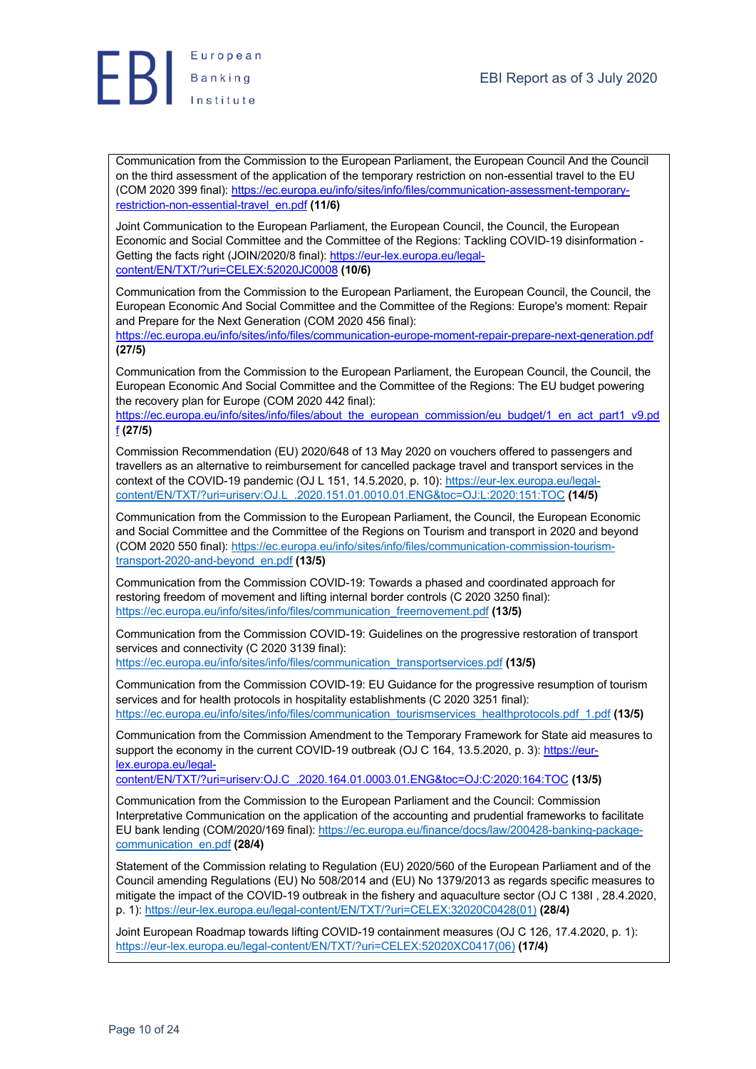Communication from the Commission to the European Parliament, the European Council And the Council on the third assessment of the application of the temporary restriction on non-essential travel to the EU (COM 2020 399 final): https://ec.europa.eu/info/sites/info/files/communication-assessment-temporary-restriction-non-essential-travel_en.pdf **(11/6)**

Joint Communication to the European Parliament, the European Council, the Council, the European Economic and Social Committee and the Committee of the Regions: Tackling COVID-19 disinformation - Getting the facts right (JOIN/2020/8 final): https://eur-lex.europa.eu/legal-content/EN/TXT/?uri=CELEX:52020JC0008 **(10/6)**

Communication from the Commission to the European Parliament, the European Council, the Council, the European Economic And Social Committee and the Committee of the Regions: Europe's moment: Repair and Prepare for the Next Generation (COM 2020 456 final): https://ec.europa.eu/info/sites/info/files/communication-europe-moment-repair-prepare-next-generation.pdf **(27/5)**

Communication from the Commission to the European Parliament, the European Council, the Council, the European Economic And Social Committee and the Committee of the Regions: The EU budget powering the recovery plan for Europe (COM 2020 442 final): https://ec.europa.eu/info/sites/info/files/about_the_european_commission/eu_budget/1_en_act_part1_v9.pdf **(27/5)**

Commission Recommendation (EU) 2020/648 of 13 May 2020 on vouchers offered to passengers and travellers as an alternative to reimbursement for cancelled package travel and transport services in the context of the COVID-19 pandemic (OJ L 151, 14.5.2020, p. 10): https://eur-lex.europa.eu/legal-content/EN/TXT/?uri=uriserv:OJ.L_.2020.151.01.0010.01.ENG&toc=OJ:L:2020:151:TOC **(14/5)**

Communication from the Commission to the European Parliament, the Council, the European Economic and Social Committee and the Committee of the Regions on Tourism and transport in 2020 and beyond (COM 2020 550 final): https://ec.europa.eu/info/sites/info/files/communication-commission-tourism-transport-2020-and-beyond_en.pdf **(13/5)**

Communication from the Commission COVID-19: Towards a phased and coordinated approach for restoring freedom of movement and lifting internal border controls (C 2020 3250 final): https://ec.europa.eu/info/sites/info/files/communication_freemovement.pdf **(13/5)**

Communication from the Commission COVID-19: Guidelines on the progressive restoration of transport services and connectivity (C 2020 3139 final): https://ec.europa.eu/info/sites/info/files/communication_transportservices.pdf **(13/5)**

Communication from the Commission COVID-19: EU Guidance for the progressive resumption of tourism services and for health protocols in hospitality establishments (C 2020 3251 final): https://ec.europa.eu/info/sites/info/files/communication_tourismservices_healthprotocols.pdf_1.pdf **(13/5)**

Communication from the Commission Amendment to the Temporary Framework for State aid measures to support the economy in the current COVID-19 outbreak (OJ C 164, 13.5.2020, p. 3): https://eur-lex.europa.eu/legal-content/EN/TXT/?uri=uriserv:OJ.C_.2020.164.01.0003.01.ENG&toc=OJ:C:2020:164:TOC **(13/5)**

Communication from the Commission to the European Parliament and the Council: Commission Interpretative Communication on the application of the accounting and prudential frameworks to facilitate EU bank lending (COM/2020/169 final): https://ec.europa.eu/finance/docs/law/200428-banking-package-communication_en.pdf **(28/4)**

Statement of the Commission relating to Regulation (EU) 2020/560 of the European Parliament and of the Council amending Regulations (EU) No 508/2014 and (EU) No 1379/2013 as regards specific measures to mitigate the impact of the COVID-19 outbreak in the fishery and aquaculture sector (OJ C 138I , 28.4.2020, p. 1): https://eur-lex.europa.eu/legal-content/EN/TXT/?uri=CELEX:32020C0428(01) **(28/4)**

Joint European Roadmap towards lifting COVID-19 containment measures (OJ C 126, 17.4.2020, p. 1): https://eur-lex.europa.eu/legal-content/EN/TXT/?uri=CELEX:52020XC0417(06) **(17/4)**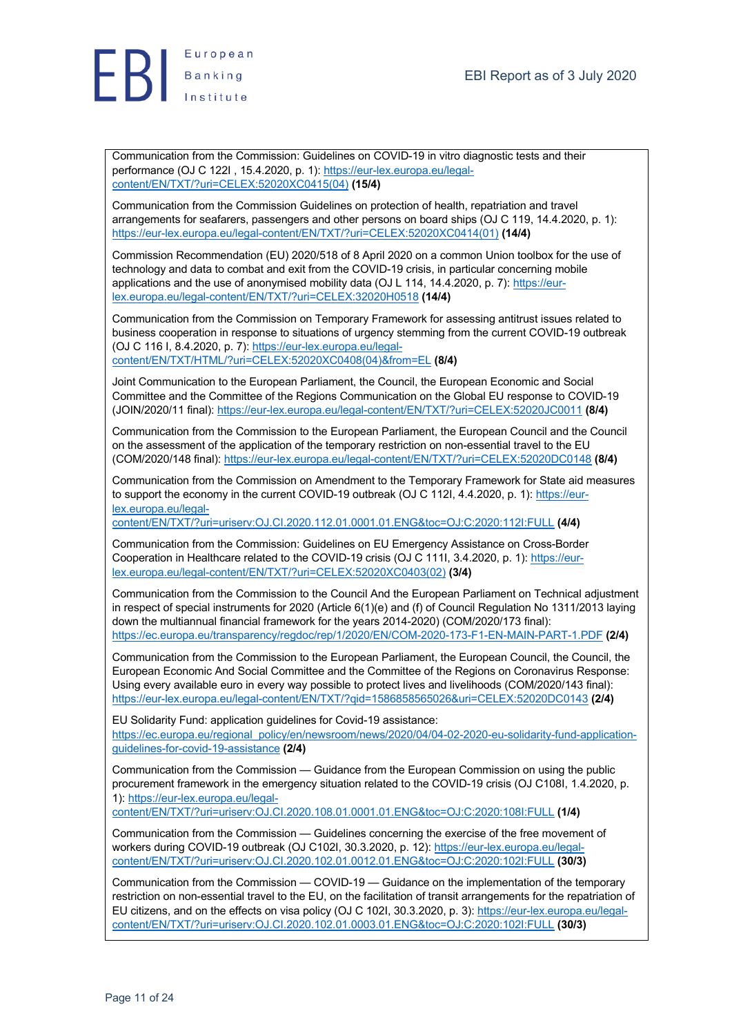Communication from the Commission: Guidelines on COVID-19 in vitro diagnostic tests and their performance (OJ C 122I , 15.4.2020, p. 1): https://eur-lex.europa.eu/legal-content/EN/TXT/?uri=CELEX:52020XC0415(04) **(15/4)**

Communication from the Commission Guidelines on protection of health, repatriation and travel arrangements for seafarers, passengers and other persons on board ships (OJ C 119, 14.4.2020, p. 1): https://eur-lex.europa.eu/legal-content/EN/TXT/?uri=CELEX:52020XC0414(01) **(14/4)**

Commission Recommendation (EU) 2020/518 of 8 April 2020 on a common Union toolbox for the use of technology and data to combat and exit from the COVID-19 crisis, in particular concerning mobile applications and the use of anonymised mobility data (OJ L 114, 14.4.2020, p. 7): https://eur-lex.europa.eu/legal-content/EN/TXT/?uri=CELEX:32020H0518 **(14/4)**

Communication from the Commission on Temporary Framework for assessing antitrust issues related to business cooperation in response to situations of urgency stemming from the current COVID-19 outbreak (OJ C 116 I, 8.4.2020, p. 7): https://eur-lex.europa.eu/legal-content/EN/TXT/HTML/?uri=CELEX:52020XC0408(04)&from=EL **(8/4)**

Joint Communication to the European Parliament, the Council, the European Economic and Social Committee and the Committee of the Regions Communication on the Global EU response to COVID-19 (JOIN/2020/11 final): https://eur-lex.europa.eu/legal-content/EN/TXT/?uri=CELEX:52020JC0011 **(8/4)**

Communication from the Commission to the European Parliament, the European Council and the Council on the assessment of the application of the temporary restriction on non-essential travel to the EU (COM/2020/148 final): https://eur-lex.europa.eu/legal-content/EN/TXT/?uri=CELEX:52020DC0148 **(8/4)**

Communication from the Commission on Amendment to the Temporary Framework for State aid measures to support the economy in the current COVID-19 outbreak (OJ C 112I, 4.4.2020, p. 1): https://eur-lex.europa.eu/legal-content/EN/TXT/?uri=uriserv:OJ.CI.2020.112.01.0001.01.ENG&toc=OJ:C:2020:112I:FULL **(4/4)**

Communication from the Commission: Guidelines on EU Emergency Assistance on Cross-Border Cooperation in Healthcare related to the COVID-19 crisis (OJ C 111I, 3.4.2020, p. 1): https://eur-lex.europa.eu/legal-content/EN/TXT/?uri=CELEX:52020XC0403(02) **(3/4)**

Communication from the Commission to the Council And the European Parliament on Technical adjustment in respect of special instruments for 2020 (Article 6(1)(e) and (f) of Council Regulation No 1311/2013 laying down the multiannual financial framework for the years 2014-2020) (COM/2020/173 final): https://ec.europa.eu/transparency/regdoc/rep/1/2020/EN/COM-2020-173-F1-EN-MAIN-PART-1.PDF **(2/4)**

Communication from the Commission to the European Parliament, the European Council, the Council, the European Economic And Social Committee and the Committee of the Regions on Coronavirus Response: Using every available euro in every way possible to protect lives and livelihoods (COM/2020/143 final): https://eur-lex.europa.eu/legal-content/EN/TXT/?qid=1586858565026&uri=CELEX:52020DC0143 **(2/4)**

EU Solidarity Fund: application guidelines for Covid-19 assistance: https://ec.europa.eu/regional_policy/en/newsroom/news/2020/04/04-02-2020-eu-solidarity-fund-application-guidelines-for-covid-19-assistance **(2/4)**

Communication from the Commission — Guidance from the European Commission on using the public procurement framework in the emergency situation related to the COVID-19 crisis (OJ C108I, 1.4.2020, p. 1): https://eur-lex.europa.eu/legal-content/EN/TXT/?uri=uriserv:OJ.CI.2020.108.01.0001.01.ENG&toc=OJ:C:2020:108I:FULL **(1/4)**

Communication from the Commission — Guidelines concerning the exercise of the free movement of workers during COVID-19 outbreak (OJ C102I, 30.3.2020, p. 12): https://eur-lex.europa.eu/legal-content/EN/TXT/?uri=uriserv:OJ.CI.2020.102.01.0012.01.ENG&toc=OJ:C:2020:102I:FULL **(30/3)**

Communication from the Commission — COVID-19 — Guidance on the implementation of the temporary restriction on non-essential travel to the EU, on the facilitation of transit arrangements for the repatriation of EU citizens, and on the effects on visa policy (OJ C 102I, 30.3.2020, p. 3): https://eur-lex.europa.eu/legal-content/EN/TXT/?uri=uriserv:OJ.CI.2020.102.01.0003.01.ENG&toc=OJ:C:2020:102I:FULL **(30/3)**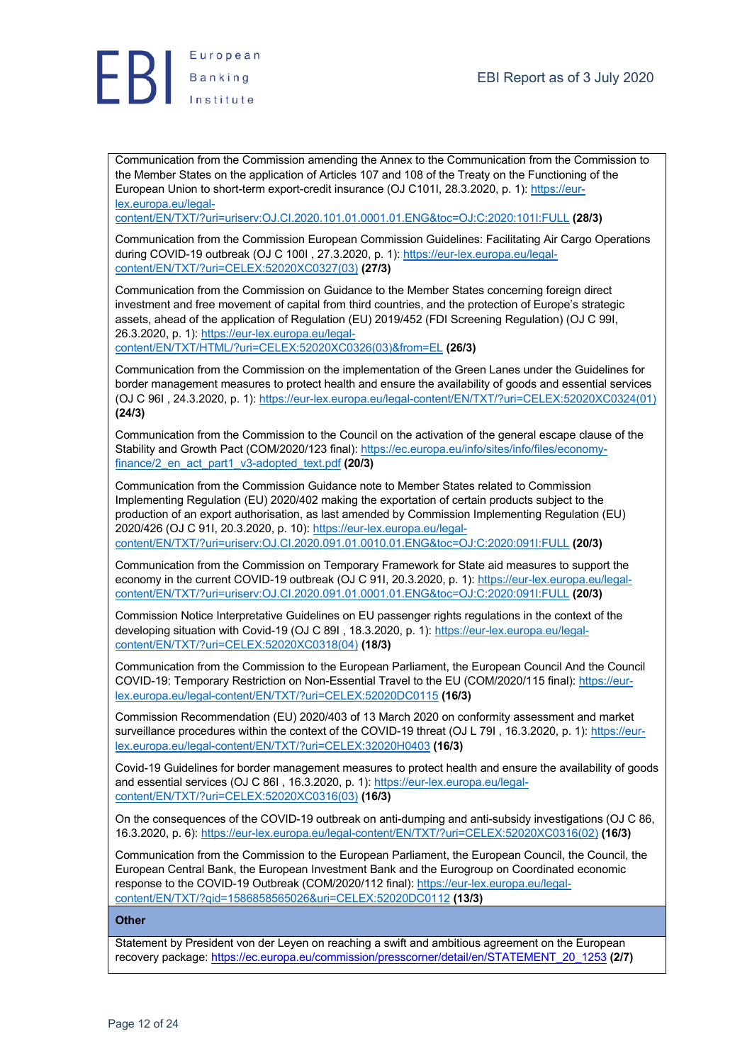Communication from the Commission amending the Annex to the Communication from the Commission to the Member States on the application of Articles 107 and 108 of the Treaty on the Functioning of the European Union to short-term export-credit insurance (OJ C101I, 28.3.2020, p. 1): https://eur-lex.europa.eu/legal-content/EN/TXT/?uri=uriserv:OJ.CI.2020.101.01.0001.01.ENG&toc=OJ:C:2020:101I:FULL **(28/3)**

Communication from the Commission European Commission Guidelines: Facilitating Air Cargo Operations during COVID-19 outbreak (OJ C 100I , 27.3.2020, p. 1): https://eur-lex.europa.eu/legal-content/EN/TXT/?uri=CELEX:52020XC0327(03) **(27/3)**

Communication from the Commission on Guidance to the Member States concerning foreign direct investment and free movement of capital from third countries, and the protection of Europe's strategic assets, ahead of the application of Regulation (EU) 2019/452 (FDI Screening Regulation) (OJ C 99I, 26.3.2020, p. 1): https://eur-lex.europa.eu/legal-content/EN/TXT/HTML/?uri=CELEX:52020XC0326(03)&from=EL **(26/3)**

Communication from the Commission on the implementation of the Green Lanes under the Guidelines for border management measures to protect health and ensure the availability of goods and essential services (OJ C 96I , 24.3.2020, p. 1): https://eur-lex.europa.eu/legal-content/EN/TXT/?uri=CELEX:52020XC0324(01) **(24/3)**

Communication from the Commission to the Council on the activation of the general escape clause of the Stability and Growth Pact (COM/2020/123 final): https://ec.europa.eu/info/sites/info/files/economy-finance/2_en_act_part1_v3-adopted_text.pdf **(20/3)**

Communication from the Commission Guidance note to Member States related to Commission Implementing Regulation (EU) 2020/402 making the exportation of certain products subject to the production of an export authorisation, as last amended by Commission Implementing Regulation (EU) 2020/426 (OJ C 91I, 20.3.2020, p. 10): https://eur-lex.europa.eu/legal-content/EN/TXT/?uri=uriserv:OJ.CI.2020.091.01.0010.01.ENG&toc=OJ:C:2020:091I:FULL **(20/3)**

Communication from the Commission on Temporary Framework for State aid measures to support the economy in the current COVID-19 outbreak (OJ C 91I, 20.3.2020, p. 1): https://eur-lex.europa.eu/legal-content/EN/TXT/?uri=uriserv:OJ.CI.2020.091.01.0001.01.ENG&toc=OJ:C:2020:091I:FULL **(20/3)**

Commission Notice Interpretative Guidelines on EU passenger rights regulations in the context of the developing situation with Covid-19 (OJ C 89I , 18.3.2020, p. 1): https://eur-lex.europa.eu/legal-content/EN/TXT/?uri=CELEX:52020XC0318(04) **(18/3)**

Communication from the Commission to the European Parliament, the European Council And the Council COVID-19: Temporary Restriction on Non-Essential Travel to the EU (COM/2020/115 final): https://eur-lex.europa.eu/legal-content/EN/TXT/?uri=CELEX:52020DC0115 **(16/3)**

Commission Recommendation (EU) 2020/403 of 13 March 2020 on conformity assessment and market surveillance procedures within the context of the COVID-19 threat (OJ L 79I , 16.3.2020, p. 1): https://eur-lex.europa.eu/legal-content/EN/TXT/?uri=CELEX:32020H0403 **(16/3)**

Covid-19 Guidelines for border management measures to protect health and ensure the availability of goods and essential services (OJ C 86I , 16.3.2020, p. 1): https://eur-lex.europa.eu/legal-content/EN/TXT/?uri=CELEX:52020XC0316(03) **(16/3)**

On the consequences of the COVID-19 outbreak on anti-dumping and anti-subsidy investigations (OJ C 86, 16.3.2020, p. 6): https://eur-lex.europa.eu/legal-content/EN/TXT/?uri=CELEX:52020XC0316(02) **(16/3)**

Communication from the Commission to the European Parliament, the European Council, the Council, the European Central Bank, the European Investment Bank and the Eurogroup on Coordinated economic response to the COVID-19 Outbreak (COM/2020/112 final): https://eur-lex.europa.eu/legal-content/EN/TXT/?qid=1586858565026&uri=CELEX:52020DC0112 **(13/3)**

**Other**

Statement by President von der Leyen on reaching a swift and ambitious agreement on the European recovery package: https://ec.europa.eu/commission/presscorner/detail/en/STATEMENT_20_1253 **(2/7)**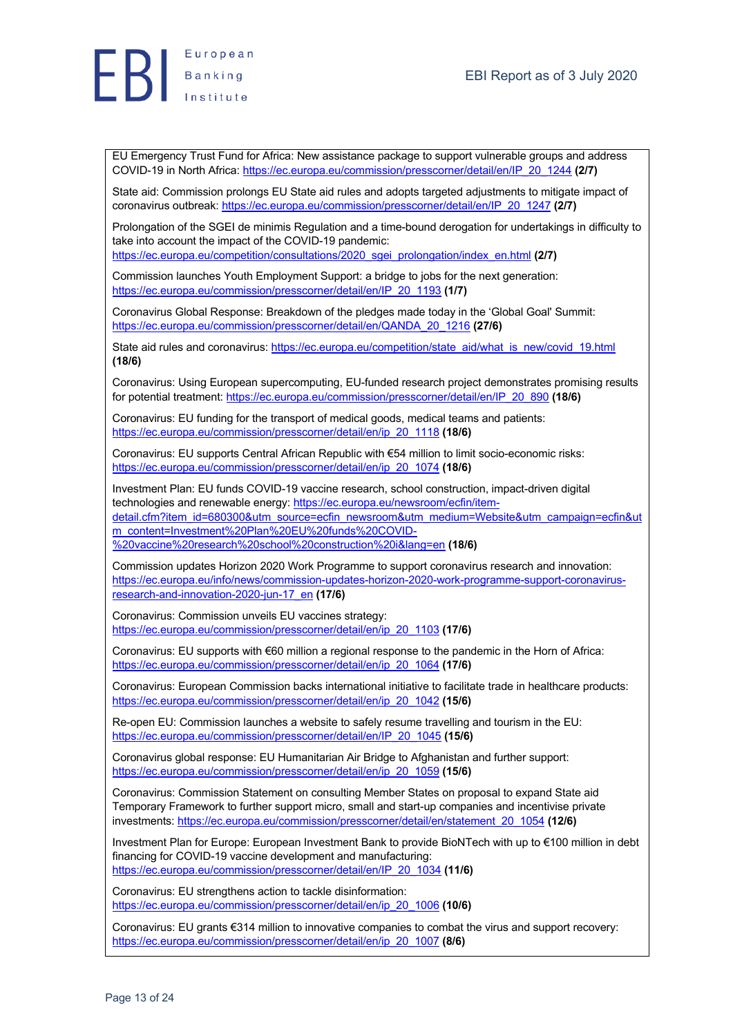EU Emergency Trust Fund for Africa: New assistance package to support vulnerable groups and address COVID-19 in North Africa: https://ec.europa.eu/commission/presscorner/detail/en/IP_20_1244 **(2/7)**

State aid: Commission prolongs EU State aid rules and adopts targeted adjustments to mitigate impact of coronavirus outbreak: https://ec.europa.eu/commission/presscorner/detail/en/IP_20_1247 **(2/7)**

Prolongation of the SGEI de minimis Regulation and a time-bound derogation for undertakings in difficulty to take into account the impact of the COVID-19 pandemic: https://ec.europa.eu/competition/consultations/2020_sgei_prolongation/index_en.html **(2/7)**

Commission launches Youth Employment Support: a bridge to jobs for the next generation: https://ec.europa.eu/commission/presscorner/detail/en/IP_20_1193 **(1/7)**

Coronavirus Global Response: Breakdown of the pledges made today in the 'Global Goal' Summit: https://ec.europa.eu/commission/presscorner/detail/en/QANDA_20_1216 **(27/6)**

State aid rules and coronavirus: https://ec.europa.eu/competition/state_aid/what_is_new/covid_19.html **(18/6)**

Coronavirus: Using European supercomputing, EU-funded research project demonstrates promising results for potential treatment: https://ec.europa.eu/commission/presscorner/detail/en/IP_20_890 **(18/6)**

Coronavirus: EU funding for the transport of medical goods, medical teams and patients: https://ec.europa.eu/commission/presscorner/detail/en/ip_20_1118 **(18/6)**

Coronavirus: EU supports Central African Republic with €54 million to limit socio-economic risks: https://ec.europa.eu/commission/presscorner/detail/en/ip_20_1074 **(18/6)**

Investment Plan: EU funds COVID-19 vaccine research, school construction, impact-driven digital technologies and renewable energy: https://ec.europa.eu/newsroom/ecfin/item-detail.cfm?item_id=680300&utm_source=ecfin_newsroom&utm_medium=Website&utm_campaign=ecfin&utm_content=Investment%20Plan%20EU%20funds%20COVID-%20vaccine%20research%20school%20construction%20i&lang=en **(18/6)**

Commission updates Horizon 2020 Work Programme to support coronavirus research and innovation: https://ec.europa.eu/info/news/commission-updates-horizon-2020-work-programme-support-coronavirus-research-and-innovation-2020-jun-17_en **(17/6)**

Coronavirus: Commission unveils EU vaccines strategy: https://ec.europa.eu/commission/presscorner/detail/en/ip_20_1103 **(17/6)**

Coronavirus: EU supports with €60 million a regional response to the pandemic in the Horn of Africa: https://ec.europa.eu/commission/presscorner/detail/en/ip_20_1064 **(17/6)**

Coronavirus: European Commission backs international initiative to facilitate trade in healthcare products: https://ec.europa.eu/commission/presscorner/detail/en/ip_20_1042 **(15/6)**

Re-open EU: Commission launches a website to safely resume travelling and tourism in the EU: https://ec.europa.eu/commission/presscorner/detail/en/IP_20_1045 **(15/6)**

Coronavirus global response: EU Humanitarian Air Bridge to Afghanistan and further support: https://ec.europa.eu/commission/presscorner/detail/en/ip_20_1059 **(15/6)**

Coronavirus: Commission Statement on consulting Member States on proposal to expand State aid Temporary Framework to further support micro, small and start-up companies and incentivise private investments: https://ec.europa.eu/commission/presscorner/detail/en/statement_20_1054 **(12/6)**

Investment Plan for Europe: European Investment Bank to provide BioNTech with up to €100 million in debt financing for COVID-19 vaccine development and manufacturing: https://ec.europa.eu/commission/presscorner/detail/en/IP_20_1034 **(11/6)**

Coronavirus: EU strengthens action to tackle disinformation: https://ec.europa.eu/commission/presscorner/detail/en/ip_20_1006 **(10/6)**

Coronavirus: EU grants €314 million to innovative companies to combat the virus and support recovery: https://ec.europa.eu/commission/presscorner/detail/en/ip_20_1007 **(8/6)**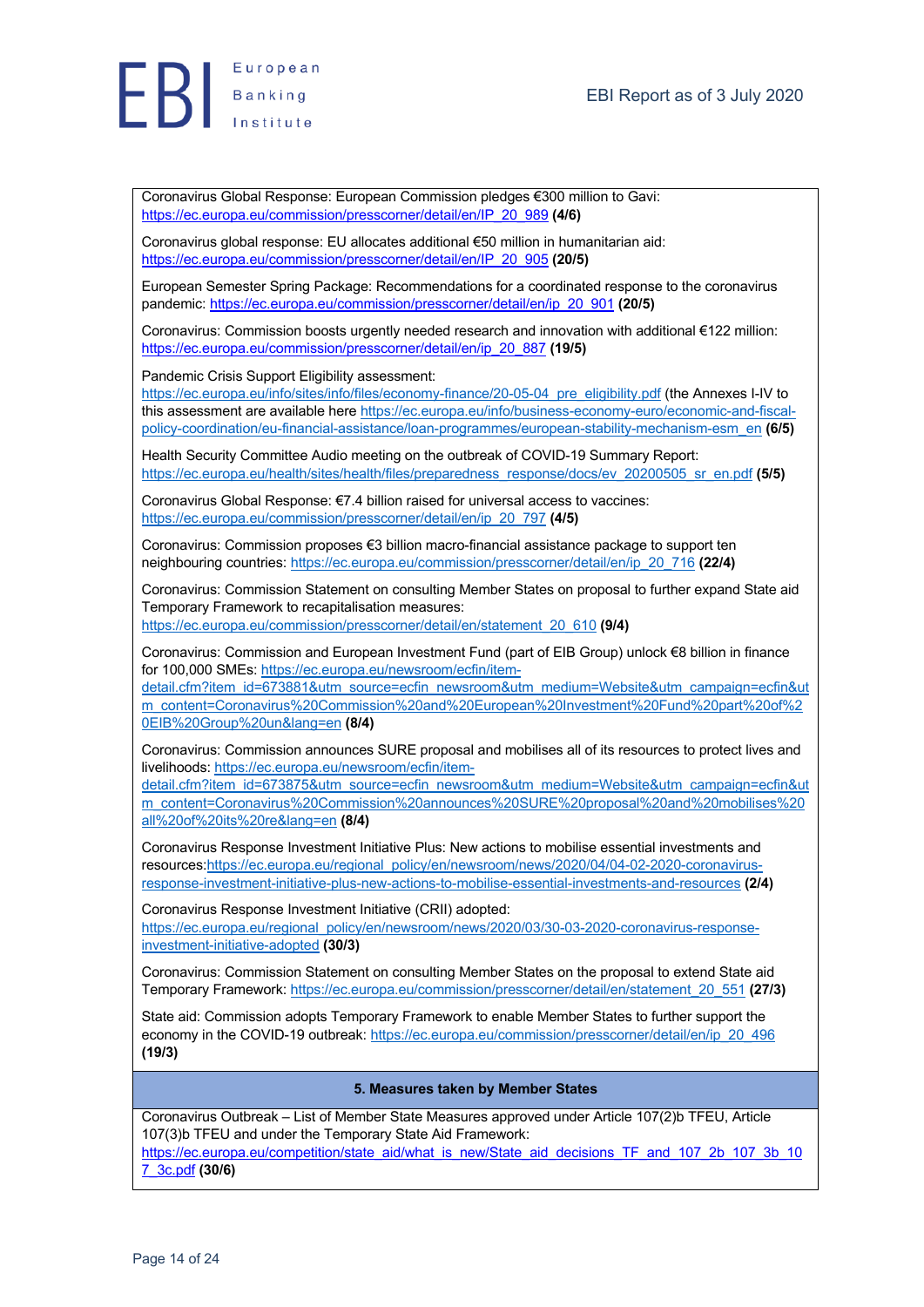Coronavirus Global Response: European Commission pledges €300 million to Gavi: https://ec.europa.eu/commission/presscorner/detail/en/IP_20_989 **(4/6)**

Coronavirus global response: EU allocates additional €50 million in humanitarian aid: https://ec.europa.eu/commission/presscorner/detail/en/IP_20_905 **(20/5)**

European Semester Spring Package: Recommendations for a coordinated response to the coronavirus pandemic: https://ec.europa.eu/commission/presscorner/detail/en/ip_20_901 **(20/5)**

Coronavirus: Commission boosts urgently needed research and innovation with additional €122 million: https://ec.europa.eu/commission/presscorner/detail/en/ip_20_887 **(19/5)**

Pandemic Crisis Support Eligibility assessment: https://ec.europa.eu/info/sites/info/files/economy-finance/20-05-04_pre_eligibility.pdf (the Annexes I-IV to this assessment are available here https://ec.europa.eu/info/business-economy-euro/economic-and-fiscal-policy-coordination/eu-financial-assistance/loan-programmes/european-stability-mechanism-esm_en **(6/5)**

Health Security Committee Audio meeting on the outbreak of COVID-19 Summary Report: https://ec.europa.eu/health/sites/health/files/preparedness_response/docs/ev_20200505_sr_en.pdf **(5/5)**

Coronavirus Global Response: €7.4 billion raised for universal access to vaccines: https://ec.europa.eu/commission/presscorner/detail/en/ip_20_797 **(4/5)**

Coronavirus: Commission proposes €3 billion macro-financial assistance package to support ten neighbouring countries: https://ec.europa.eu/commission/presscorner/detail/en/ip_20_716 **(22/4)**

Coronavirus: Commission Statement on consulting Member States on proposal to further expand State aid Temporary Framework to recapitalisation measures: https://ec.europa.eu/commission/presscorner/detail/en/statement_20_610 **(9/4)**

Coronavirus: Commission and European Investment Fund (part of EIB Group) unlock €8 billion in finance for 100,000 SMEs: https://ec.europa.eu/newsroom/ecfin/item-detail.cfm?item_id=673881&utm_source=ecfin_newsroom&utm_medium=Website&utm_campaign=ecfin&utm_content=Coronavirus%20Commission%20and%20European%20Investment%20Fund%20part%20of%20EIB%20Group%20un&lang=en **(8/4)**

Coronavirus: Commission announces SURE proposal and mobilises all of its resources to protect lives and livelihoods: https://ec.europa.eu/newsroom/ecfin/item-detail.cfm?item_id=673875&utm_source=ecfin_newsroom&utm_medium=Website&utm_campaign=ecfin&utm_content=Coronavirus%20Commission%20announces%20SURE%20proposal%20and%20mobilises%20all%20of%20its%20re&lang=en **(8/4)**

Coronavirus Response Investment Initiative Plus: New actions to mobilise essential investments and resources: https://ec.europa.eu/regional_policy/en/newsroom/news/2020/04/04-02-2020-coronavirus-response-investment-initiative-plus-new-actions-to-mobilise-essential-investments-and-resources **(2/4)**

Coronavirus Response Investment Initiative (CRII) adopted: https://ec.europa.eu/regional_policy/en/newsroom/news/2020/03/30-03-2020-coronavirus-response-investment-initiative-adopted **(30/3)**

Coronavirus: Commission Statement on consulting Member States on the proposal to extend State aid Temporary Framework: https://ec.europa.eu/commission/presscorner/detail/en/statement_20_551 **(27/3)**

State aid: Commission adopts Temporary Framework to enable Member States to further support the economy in the COVID-19 outbreak: https://ec.europa.eu/commission/presscorner/detail/en/ip_20_496 **(19/3)**

## 5. Measures taken by Member States

Coronavirus Outbreak – List of Member State Measures approved under Article 107(2)b TFEU, Article 107(3)b TFEU and under the Temporary State Aid Framework: https://ec.europa.eu/competition/state_aid/what_is_new/State_aid_decisions_TF_and_107_2b_107_3b_107_3c.pdf **(30/6)**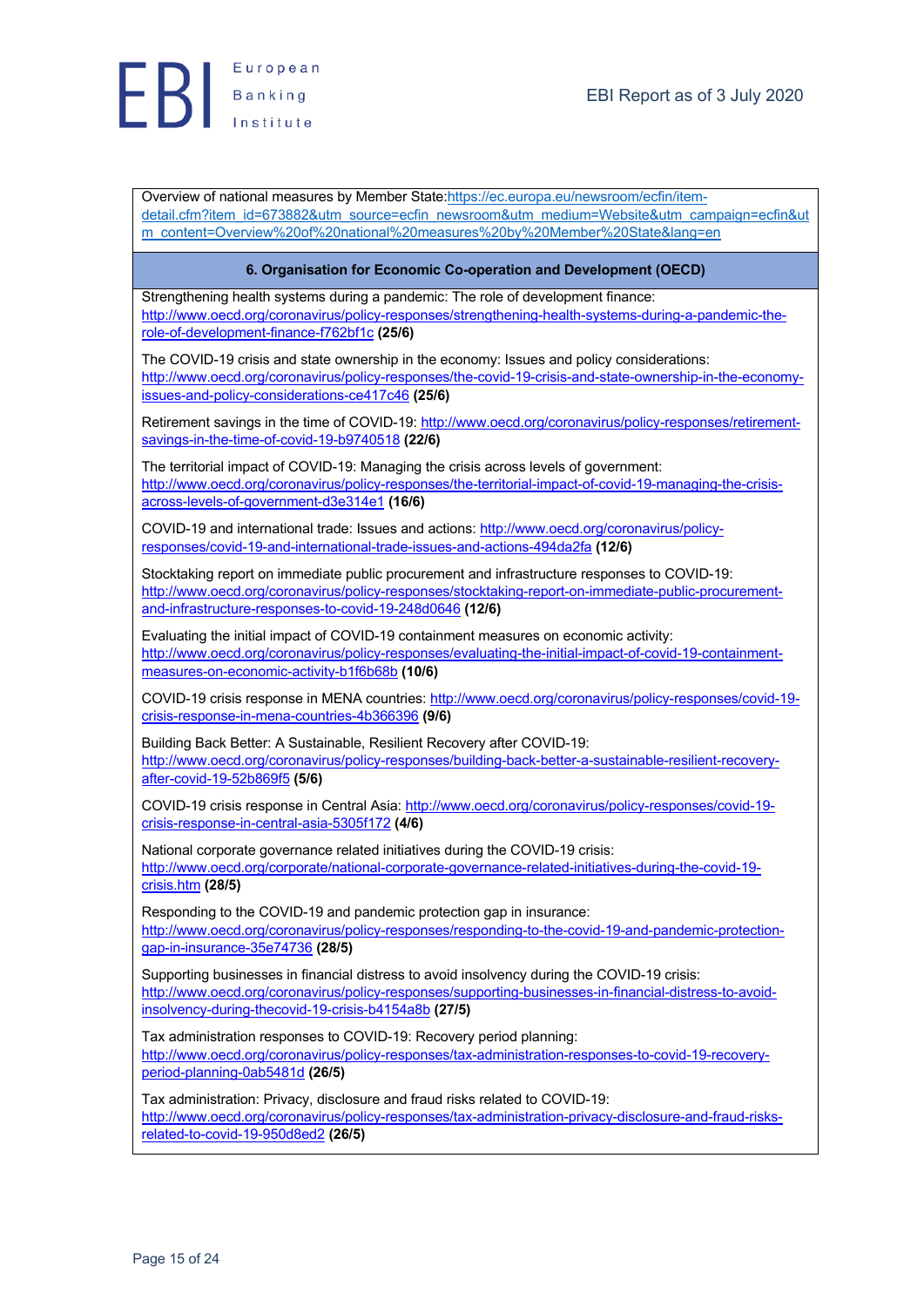Overview of national measures by Member State: https://ec.europa.eu/newsroom/ecfin/item-detail.cfm?item_id=673882&utm_source=ecfin_newsroom&utm_medium=Website&utm_campaign=ecfin&utm_content=Overview%20of%20national%20measures%20by%20Member%20State&lang=en

### 6. Organisation for Economic Co-operation and Development (OECD)

Strengthening health systems during a pandemic: The role of development finance: http://www.oecd.org/coronavirus/policy-responses/strengthening-health-systems-during-a-pandemic-the-role-of-development-finance-f762bf1c **(25/6)**

The COVID-19 crisis and state ownership in the economy: Issues and policy considerations: http://www.oecd.org/coronavirus/policy-responses/the-covid-19-crisis-and-state-ownership-in-the-economy-issues-and-policy-considerations-ce417c46 **(25/6)**

Retirement savings in the time of COVID-19: http://www.oecd.org/coronavirus/policy-responses/retirement-savings-in-the-time-of-covid-19-b9740518 **(22/6)**

The territorial impact of COVID-19: Managing the crisis across levels of government: http://www.oecd.org/coronavirus/policy-responses/the-territorial-impact-of-covid-19-managing-the-crisis-across-levels-of-government-d3e314e1 **(16/6)**

COVID-19 and international trade: Issues and actions: http://www.oecd.org/coronavirus/policy-responses/covid-19-and-international-trade-issues-and-actions-494da2fa **(12/6)**

Stocktaking report on immediate public procurement and infrastructure responses to COVID-19: http://www.oecd.org/coronavirus/policy-responses/stocktaking-report-on-immediate-public-procurement-and-infrastructure-responses-to-covid-19-248d0646 **(12/6)**

Evaluating the initial impact of COVID-19 containment measures on economic activity: http://www.oecd.org/coronavirus/policy-responses/evaluating-the-initial-impact-of-covid-19-containment-measures-on-economic-activity-b1f6b68b **(10/6)**

COVID-19 crisis response in MENA countries: http://www.oecd.org/coronavirus/policy-responses/covid-19-crisis-response-in-mena-countries-4b366396 **(9/6)**

Building Back Better: A Sustainable, Resilient Recovery after COVID-19: http://www.oecd.org/coronavirus/policy-responses/building-back-better-a-sustainable-resilient-recovery-after-covid-19-52b869f5 **(5/6)**

COVID-19 crisis response in Central Asia: http://www.oecd.org/coronavirus/policy-responses/covid-19-crisis-response-in-central-asia-5305f172 **(4/6)**

National corporate governance related initiatives during the COVID-19 crisis: http://www.oecd.org/corporate/national-corporate-governance-related-initiatives-during-the-covid-19-crisis.htm **(28/5)**

Responding to the COVID-19 and pandemic protection gap in insurance: http://www.oecd.org/coronavirus/policy-responses/responding-to-the-covid-19-and-pandemic-protection-gap-in-insurance-35e74736 **(28/5)**

Supporting businesses in financial distress to avoid insolvency during the COVID-19 crisis: http://www.oecd.org/coronavirus/policy-responses/supporting-businesses-in-financial-distress-to-avoid-insolvency-during-thecovid-19-crisis-b4154a8b **(27/5)**

Tax administration responses to COVID-19: Recovery period planning: http://www.oecd.org/coronavirus/policy-responses/tax-administration-responses-to-covid-19-recovery-period-planning-0ab5481d **(26/5)**

Tax administration: Privacy, disclosure and fraud risks related to COVID-19: http://www.oecd.org/coronavirus/policy-responses/tax-administration-privacy-disclosure-and-fraud-risks-related-to-covid-19-950d8ed2 **(26/5)**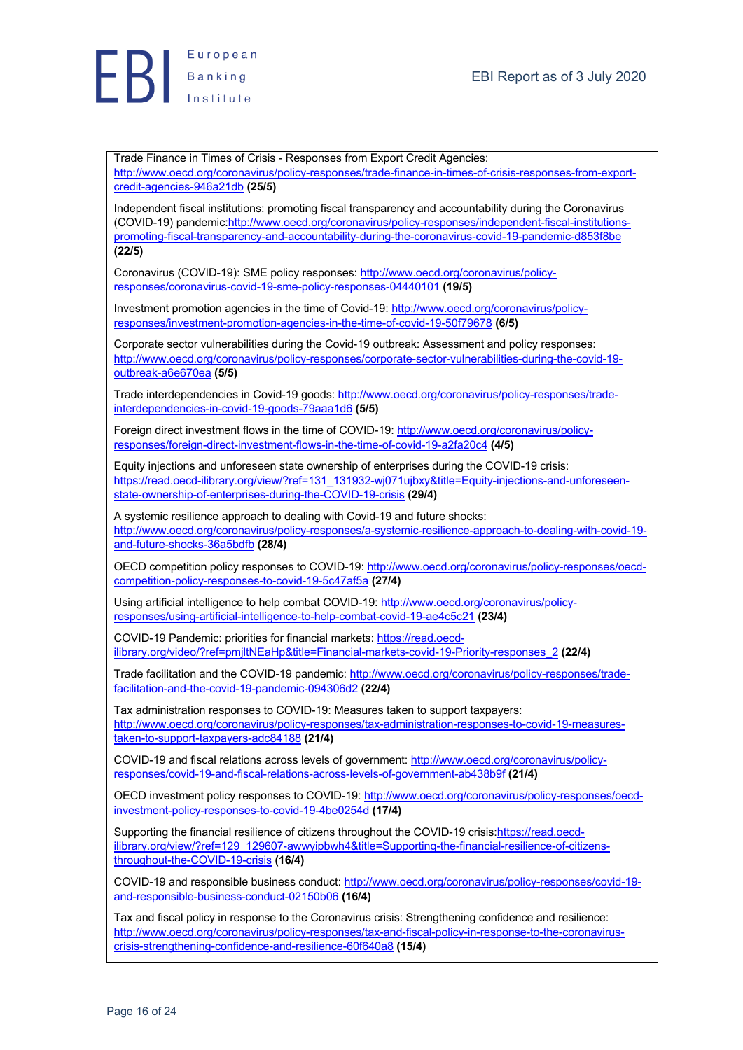Trade Finance in Times of Crisis - Responses from Export Credit Agencies: http://www.oecd.org/coronavirus/policy-responses/trade-finance-in-times-of-crisis-responses-from-export-credit-agencies-946a21db **(25/5)**

Independent fiscal institutions: promoting fiscal transparency and accountability during the Coronavirus (COVID-19) pandemic:http://www.oecd.org/coronavirus/policy-responses/independent-fiscal-institutions-promoting-fiscal-transparency-and-accountability-during-the-coronavirus-covid-19-pandemic-d853f8be **(22/5)**

Coronavirus (COVID-19): SME policy responses: http://www.oecd.org/coronavirus/policy-responses/coronavirus-covid-19-sme-policy-responses-04440101 **(19/5)**

Investment promotion agencies in the time of Covid-19: http://www.oecd.org/coronavirus/policy-responses/investment-promotion-agencies-in-the-time-of-covid-19-50f79678 **(6/5)**

Corporate sector vulnerabilities during the Covid-19 outbreak: Assessment and policy responses: http://www.oecd.org/coronavirus/policy-responses/corporate-sector-vulnerabilities-during-the-covid-19-outbreak-a6e670ea **(5/5)**

Trade interdependencies in Covid-19 goods: http://www.oecd.org/coronavirus/policy-responses/trade-interdependencies-in-covid-19-goods-79aaa1d6 **(5/5)**

Foreign direct investment flows in the time of COVID-19: http://www.oecd.org/coronavirus/policy-responses/foreign-direct-investment-flows-in-the-time-of-covid-19-a2fa20c4 **(4/5)**

Equity injections and unforeseen state ownership of enterprises during the COVID-19 crisis: https://read.oecd-ilibrary.org/view/?ref=131_131932-wj071ujbxy&title=Equity-injections-and-unforeseen-state-ownership-of-enterprises-during-the-COVID-19-crisis **(29/4)**

A systemic resilience approach to dealing with Covid-19 and future shocks: http://www.oecd.org/coronavirus/policy-responses/a-systemic-resilience-approach-to-dealing-with-covid-19-and-future-shocks-36a5bdfb **(28/4)**

OECD competition policy responses to COVID-19: http://www.oecd.org/coronavirus/policy-responses/oecd-competition-policy-responses-to-covid-19-5c47af5a **(27/4)**

Using artificial intelligence to help combat COVID-19: http://www.oecd.org/coronavirus/policy-responses/using-artificial-intelligence-to-help-combat-covid-19-ae4c5c21 **(23/4)**

COVID-19 Pandemic: priorities for financial markets: https://read.oecd-ilibrary.org/video/?ref=pmjltNEaHp&title=Financial-markets-covid-19-Priority-responses_2 **(22/4)**

Trade facilitation and the COVID-19 pandemic: http://www.oecd.org/coronavirus/policy-responses/trade-facilitation-and-the-covid-19-pandemic-094306d2 **(22/4)**

Tax administration responses to COVID-19: Measures taken to support taxpayers: http://www.oecd.org/coronavirus/policy-responses/tax-administration-responses-to-covid-19-measures-taken-to-support-taxpayers-adc84188 **(21/4)**

COVID-19 and fiscal relations across levels of government: http://www.oecd.org/coronavirus/policy-responses/covid-19-and-fiscal-relations-across-levels-of-government-ab438b9f **(21/4)**

OECD investment policy responses to COVID-19: http://www.oecd.org/coronavirus/policy-responses/oecd-investment-policy-responses-to-covid-19-4be0254d **(17/4)**

Supporting the financial resilience of citizens throughout the COVID-19 crisis:https://read.oecd-ilibrary.org/view/?ref=129_129607-awwyipbwh4&title=Supporting-the-financial-resilience-of-citizens-throughout-the-COVID-19-crisis **(16/4)**

COVID-19 and responsible business conduct: http://www.oecd.org/coronavirus/policy-responses/covid-19-and-responsible-business-conduct-02150b06 **(16/4)**

Tax and fiscal policy in response to the Coronavirus crisis: Strengthening confidence and resilience: http://www.oecd.org/coronavirus/policy-responses/tax-and-fiscal-policy-in-response-to-the-coronavirus-crisis-strengthening-confidence-and-resilience-60f640a8 **(15/4)**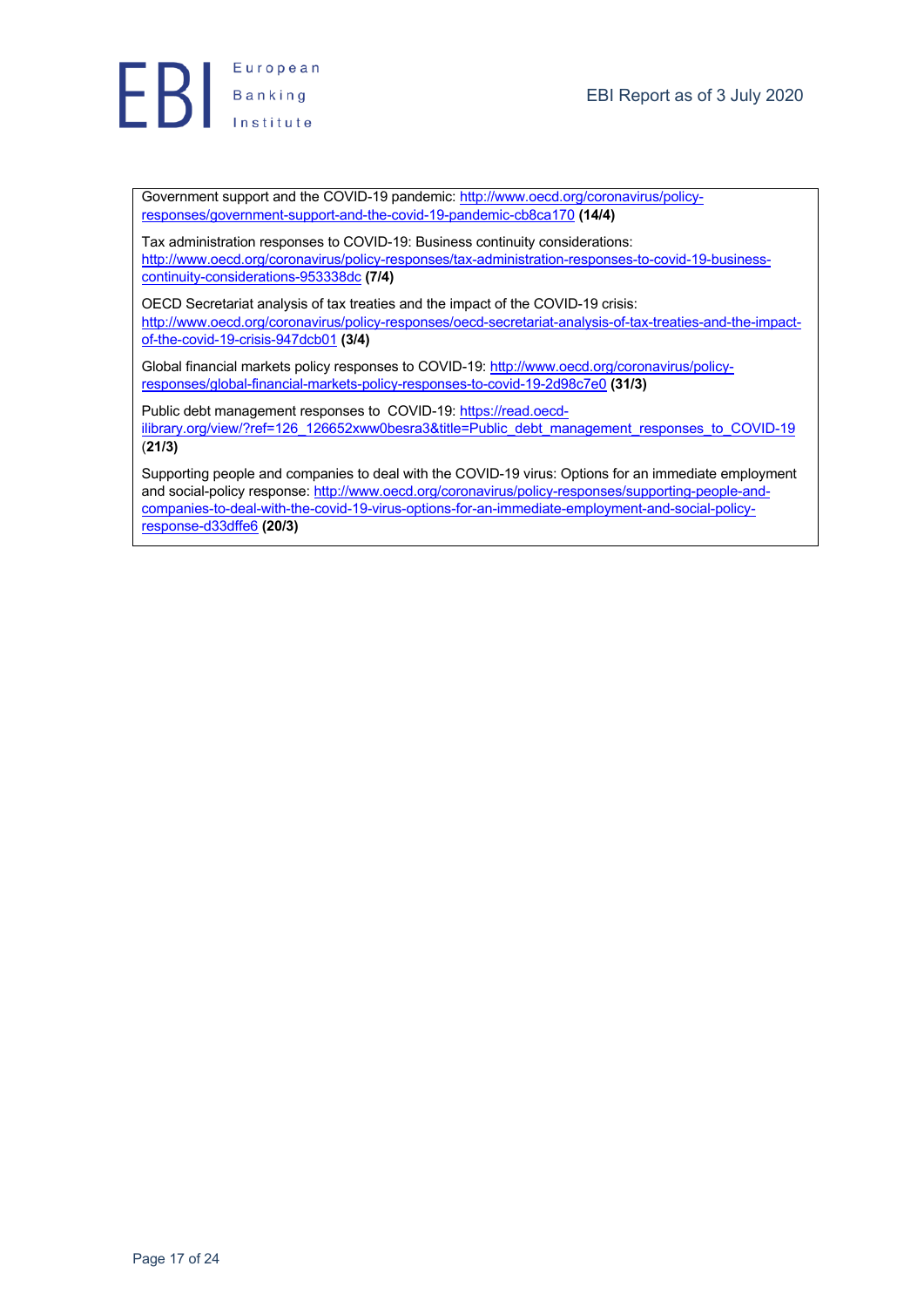Government support and the COVID-19 pandemic: http://www.oecd.org/coronavirus/policy-responses/government-support-and-the-covid-19-pandemic-cb8ca170 **(14/4)**

Tax administration responses to COVID-19: Business continuity considerations: http://www.oecd.org/coronavirus/policy-responses/tax-administration-responses-to-covid-19-business-continuity-considerations-953338dc **(7/4)**

OECD Secretariat analysis of tax treaties and the impact of the COVID-19 crisis: http://www.oecd.org/coronavirus/policy-responses/oecd-secretariat-analysis-of-tax-treaties-and-the-impact-of-the-covid-19-crisis-947dcb01 **(3/4)**

Global financial markets policy responses to COVID-19: http://www.oecd.org/coronavirus/policy-responses/global-financial-markets-policy-responses-to-covid-19-2d98c7e0 **(31/3)**

Public debt management responses to COVID-19: https://read.oecd-ilibrary.org/view/?ref=126_126652xww0besra3&title=Public_debt_management_responses_to_COVID-19 (**21/3)**

Supporting people and companies to deal with the COVID-19 virus: Options for an immediate employment and social-policy response: http://www.oecd.org/coronavirus/policy-responses/supporting-people-and-companies-to-deal-with-the-covid-19-virus-options-for-an-immediate-employment-and-social-policy-response-d33dffe6 **(20/3)**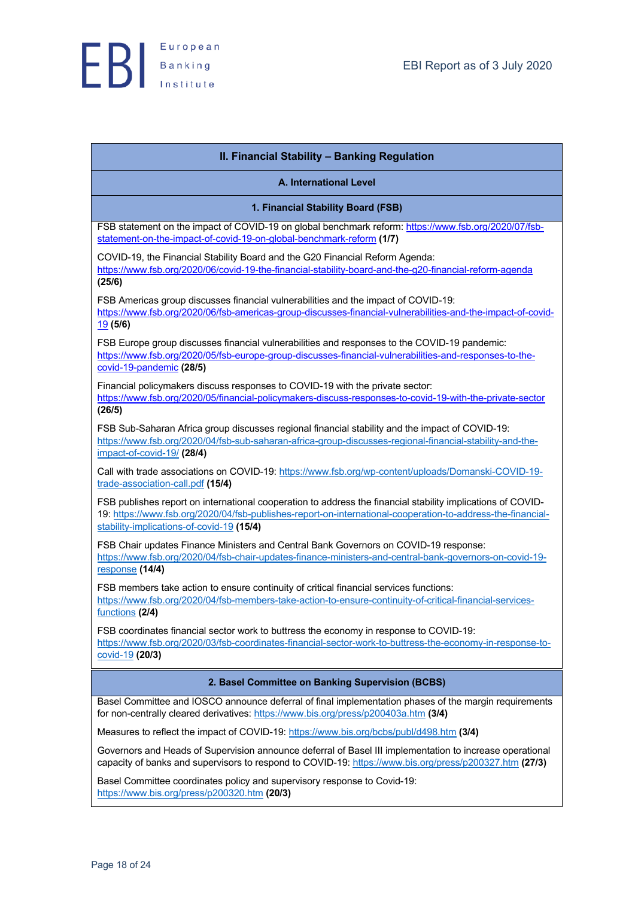## II. Financial Stability – Banking Regulation

### A. International Level

#### 1. Financial Stability Board (FSB)

FSB statement on the impact of COVID-19 on global benchmark reform: https://www.fsb.org/2020/07/fsb-statement-on-the-impact-of-covid-19-on-global-benchmark-reform **(1/7)**

COVID-19, the Financial Stability Board and the G20 Financial Reform Agenda: https://www.fsb.org/2020/06/covid-19-the-financial-stability-board-and-the-g20-financial-reform-agenda **(25/6)**

FSB Americas group discusses financial vulnerabilities and the impact of COVID-19: https://www.fsb.org/2020/06/fsb-americas-group-discusses-financial-vulnerabilities-and-the-impact-of-covid-19 **(5/6)**

FSB Europe group discusses financial vulnerabilities and responses to the COVID-19 pandemic: https://www.fsb.org/2020/05/fsb-europe-group-discusses-financial-vulnerabilities-and-responses-to-the-covid-19-pandemic **(28/5)**

Financial policymakers discuss responses to COVID-19 with the private sector: https://www.fsb.org/2020/05/financial-policymakers-discuss-responses-to-covid-19-with-the-private-sector **(26/5)**

FSB Sub-Saharan Africa group discusses regional financial stability and the impact of COVID-19: https://www.fsb.org/2020/04/fsb-sub-saharan-africa-group-discusses-regional-financial-stability-and-the-impact-of-covid-19/ **(28/4)**

Call with trade associations on COVID-19: https://www.fsb.org/wp-content/uploads/Domanski-COVID-19-trade-association-call.pdf **(15/4)**

FSB publishes report on international cooperation to address the financial stability implications of COVID-19: https://www.fsb.org/2020/04/fsb-publishes-report-on-international-cooperation-to-address-the-financial-stability-implications-of-covid-19 **(15/4)**

FSB Chair updates Finance Ministers and Central Bank Governors on COVID-19 response: https://www.fsb.org/2020/04/fsb-chair-updates-finance-ministers-and-central-bank-governors-on-covid-19-response **(14/4)**

FSB members take action to ensure continuity of critical financial services functions: https://www.fsb.org/2020/04/fsb-members-take-action-to-ensure-continuity-of-critical-financial-services-functions **(2/4)**

FSB coordinates financial sector work to buttress the economy in response to COVID-19: https://www.fsb.org/2020/03/fsb-coordinates-financial-sector-work-to-buttress-the-economy-in-response-to-covid-19 **(20/3)**

#### 2. Basel Committee on Banking Supervision (BCBS)

Basel Committee and IOSCO announce deferral of final implementation phases of the margin requirements for non-centrally cleared derivatives: https://www.bis.org/press/p200403a.htm **(3/4)**

Measures to reflect the impact of COVID-19: https://www.bis.org/bcbs/publ/d498.htm **(3/4)**

Governors and Heads of Supervision announce deferral of Basel III implementation to increase operational capacity of banks and supervisors to respond to COVID-19: https://www.bis.org/press/p200327.htm **(27/3)**

Basel Committee coordinates policy and supervisory response to Covid-19: https://www.bis.org/press/p200320.htm **(20/3)**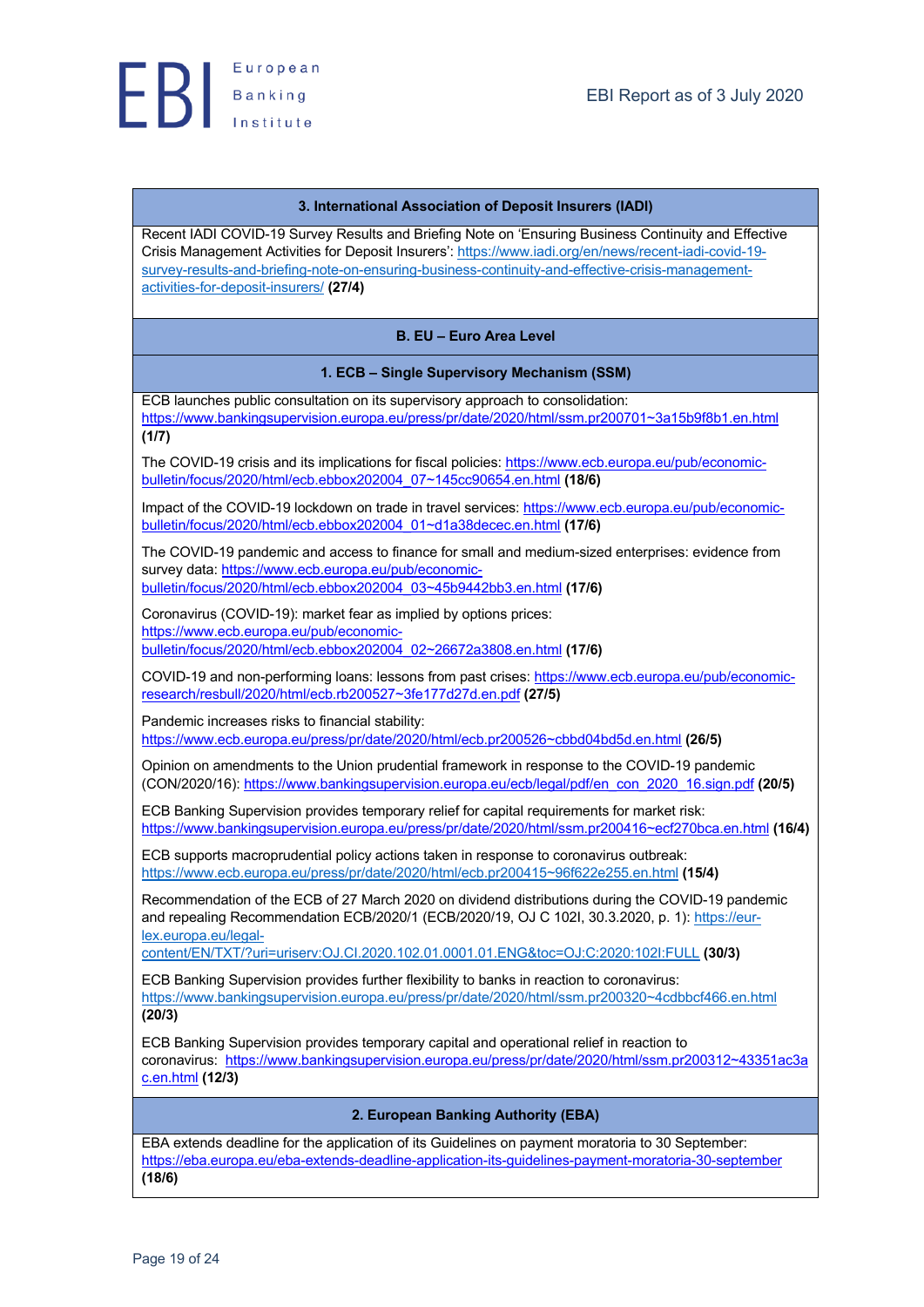### 3. International Association of Deposit Insurers (IADI)

Recent IADI COVID-19 Survey Results and Briefing Note on 'Ensuring Business Continuity and Effective Crisis Management Activities for Deposit Insurers': https://www.iadi.org/en/news/recent-iadi-covid-19-survey-results-and-briefing-note-on-ensuring-business-continuity-and-effective-crisis-management-activities-for-deposit-insurers/ **(27/4)**

## B. EU – Euro Area Level

### 1. ECB – Single Supervisory Mechanism (SSM)

ECB launches public consultation on its supervisory approach to consolidation: https://www.bankingsupervision.europa.eu/press/pr/date/2020/html/ssm.pr200701~3a15b9f8b1.en.html **(1/7)**

The COVID-19 crisis and its implications for fiscal policies: https://www.ecb.europa.eu/pub/economic-bulletin/focus/2020/html/ecb.ebbox202004_07~145cc90654.en.html **(18/6)**

Impact of the COVID-19 lockdown on trade in travel services: https://www.ecb.europa.eu/pub/economic-bulletin/focus/2020/html/ecb.ebbox202004_01~d1a38decec.en.html **(17/6)**

The COVID-19 pandemic and access to finance for small and medium-sized enterprises: evidence from survey data: https://www.ecb.europa.eu/pub/economic-bulletin/focus/2020/html/ecb.ebbox202004_03~45b9442bb3.en.html **(17/6)**

Coronavirus (COVID-19): market fear as implied by options prices: https://www.ecb.europa.eu/pub/economic-bulletin/focus/2020/html/ecb.ebbox202004_02~26672a3808.en.html **(17/6)**

COVID-19 and non-performing loans: lessons from past crises: https://www.ecb.europa.eu/pub/economic-research/resbull/2020/html/ecb.rb200527~3fe177d27d.en.pdf **(27/5)**

Pandemic increases risks to financial stability: https://www.ecb.europa.eu/press/pr/date/2020/html/ecb.pr200526~cbbd04bd5d.en.html **(26/5)**

Opinion on amendments to the Union prudential framework in response to the COVID-19 pandemic (CON/2020/16): https://www.bankingsupervision.europa.eu/ecb/legal/pdf/en_con_2020_16.sign.pdf **(20/5)**

ECB Banking Supervision provides temporary relief for capital requirements for market risk: https://www.bankingsupervision.europa.eu/press/pr/date/2020/html/ssm.pr200416~ecf270bca.en.html **(16/4)**

ECB supports macroprudential policy actions taken in response to coronavirus outbreak: https://www.ecb.europa.eu/press/pr/date/2020/html/ecb.pr200415~96f622e255.en.html **(15/4)**

Recommendation of the ECB of 27 March 2020 on dividend distributions during the COVID-19 pandemic and repealing Recommendation ECB/2020/1 (ECB/2020/19, OJ C 102I, 30.3.2020, p. 1): https://eur-lex.europa.eu/legal-content/EN/TXT/?uri=uriserv:OJ.CI.2020.102.01.0001.01.ENG&toc=OJ:C:2020:102I:FULL **(30/3)**

ECB Banking Supervision provides further flexibility to banks in reaction to coronavirus: https://www.bankingsupervision.europa.eu/press/pr/date/2020/html/ssm.pr200320~4cdbbcf466.en.html **(20/3)**

ECB Banking Supervision provides temporary capital and operational relief in reaction to coronavirus: https://www.bankingsupervision.europa.eu/press/pr/date/2020/html/ssm.pr200312~43351ac3ac.en.html **(12/3)**

### 2. European Banking Authority (EBA)

EBA extends deadline for the application of its Guidelines on payment moratoria to 30 September: https://eba.europa.eu/eba-extends-deadline-application-its-guidelines-payment-moratoria-30-september **(18/6)**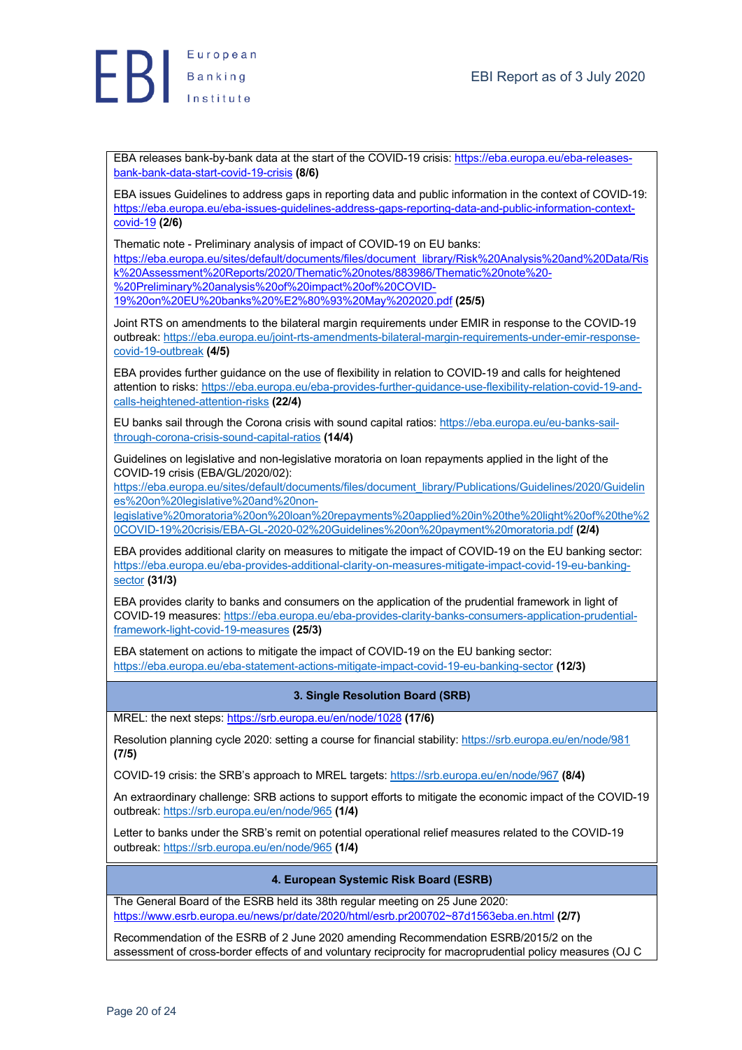EBA releases bank-by-bank data at the start of the COVID-19 crisis: https://eba.europa.eu/eba-releases-bank-bank-data-start-covid-19-crisis **(8/6)**

EBA issues Guidelines to address gaps in reporting data and public information in the context of COVID-19: https://eba.europa.eu/eba-issues-guidelines-address-gaps-reporting-data-and-public-information-context-covid-19 **(2/6)**

Thematic note - Preliminary analysis of impact of COVID-19 on EU banks: https://eba.europa.eu/sites/default/documents/files/document_library/Risk%20Analysis%20and%20Data/Risk%20Assessment%20Reports/2020/Thematic%20notes/883986/Thematic%20note%20-%20Preliminary%20analysis%20of%20impact%20of%20COVID-19%20on%20EU%20banks%20%E2%80%93%20May%202020.pdf **(25/5)**

Joint RTS on amendments to the bilateral margin requirements under EMIR in response to the COVID-19 outbreak: https://eba.europa.eu/joint-rts-amendments-bilateral-margin-requirements-under-emir-response-covid-19-outbreak **(4/5)**

EBA provides further guidance on the use of flexibility in relation to COVID-19 and calls for heightened attention to risks: https://eba.europa.eu/eba-provides-further-guidance-use-flexibility-relation-covid-19-and-calls-heightened-attention-risks **(22/4)**

EU banks sail through the Corona crisis with sound capital ratios: https://eba.europa.eu/eu-banks-sail-through-corona-crisis-sound-capital-ratios **(14/4)**

Guidelines on legislative and non-legislative moratoria on loan repayments applied in the light of the COVID-19 crisis (EBA/GL/2020/02): https://eba.europa.eu/sites/default/documents/files/document_library/Publications/Guidelines/2020/Guidelines%20on%20legislative%20and%20non-legislative%20moratoria%20on%20loan%20repayments%20applied%20in%20the%20light%20of%20the%20COVID-19%20crisis/EBA-GL-2020-02%20Guidelines%20on%20payment%20moratoria.pdf **(2/4)**

EBA provides additional clarity on measures to mitigate the impact of COVID-19 on the EU banking sector: https://eba.europa.eu/eba-provides-additional-clarity-on-measures-mitigate-impact-covid-19-eu-banking-sector **(31/3)**

EBA provides clarity to banks and consumers on the application of the prudential framework in light of COVID-19 measures: https://eba.europa.eu/eba-provides-clarity-banks-consumers-application-prudential-framework-light-covid-19-measures **(25/3)**

EBA statement on actions to mitigate the impact of COVID-19 on the EU banking sector: https://eba.europa.eu/eba-statement-actions-mitigate-impact-covid-19-eu-banking-sector **(12/3)**

### 3. Single Resolution Board (SRB)

MREL: the next steps: https://srb.europa.eu/en/node/1028 **(17/6)**

Resolution planning cycle 2020: setting a course for financial stability: https://srb.europa.eu/en/node/981 **(7/5)**

COVID-19 crisis: the SRB's approach to MREL targets: https://srb.europa.eu/en/node/967 **(8/4)**

An extraordinary challenge: SRB actions to support efforts to mitigate the economic impact of the COVID-19 outbreak: https://srb.europa.eu/en/node/965 **(1/4)**

Letter to banks under the SRB's remit on potential operational relief measures related to the COVID-19 outbreak: https://srb.europa.eu/en/node/965 **(1/4)**

### 4. European Systemic Risk Board (ESRB)

The General Board of the ESRB held its 38th regular meeting on 25 June 2020: https://www.esrb.europa.eu/news/pr/date/2020/html/esrb.pr200702~87d1563eba.en.html **(2/7)**

Recommendation of the ESRB of 2 June 2020 amending Recommendation ESRB/2015/2 on the assessment of cross-border effects of and voluntary reciprocity for macroprudential policy measures (OJ C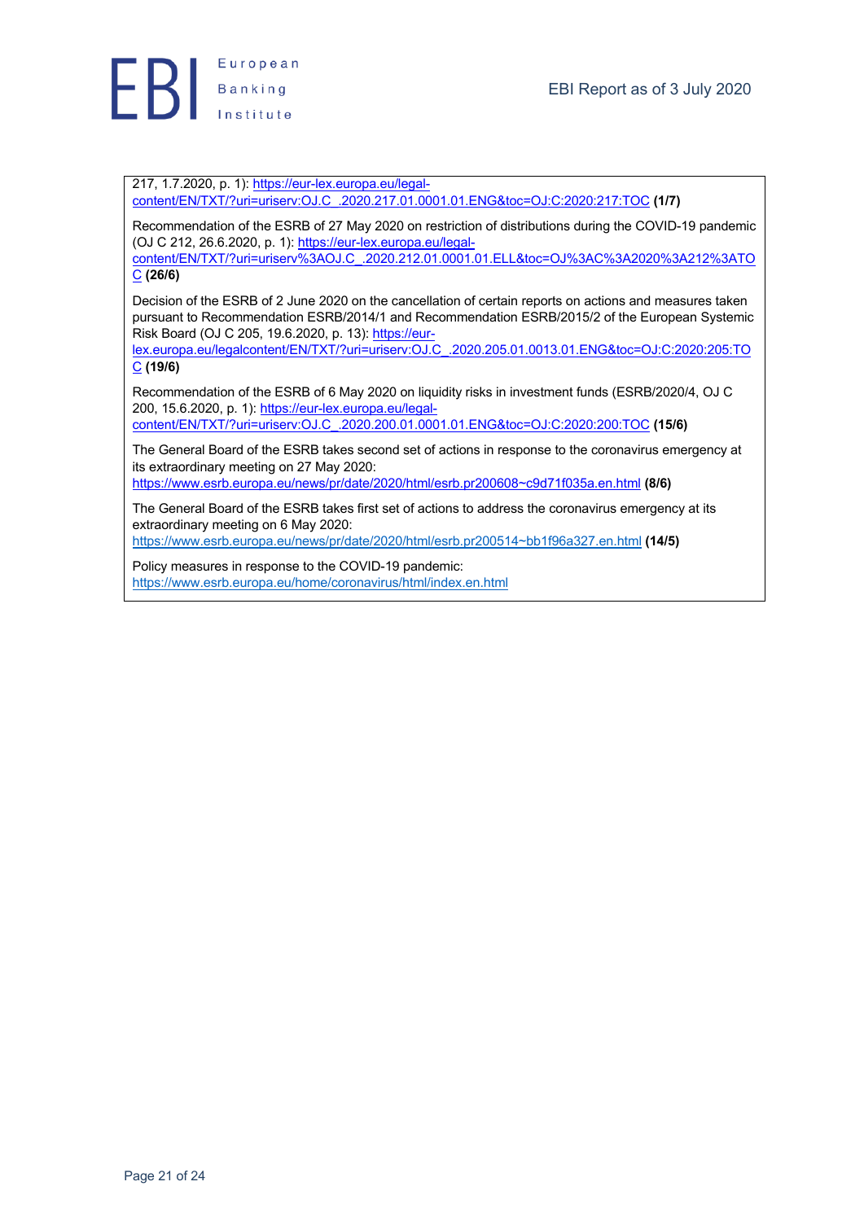217, 1.7.2020, p. 1): https://eur-lex.europa.eu/legal-content/EN/TXT/?uri=uriserv:OJ.C_.2020.217.01.0001.01.ENG&toc=OJ:C:2020:217:TOC **(1/7)**

Recommendation of the ESRB of 27 May 2020 on restriction of distributions during the COVID-19 pandemic (OJ C 212, 26.6.2020, p. 1): https://eur-lex.europa.eu/legal-content/EN/TXT/?uri=uriserv%3AOJ.C_.2020.212.01.0001.01.ELL&toc=OJ%3AC%3A2020%3A212%3ATOC **(26/6)**

Decision of the ESRB of 2 June 2020 on the cancellation of certain reports on actions and measures taken pursuant to Recommendation ESRB/2014/1 and Recommendation ESRB/2015/2 of the European Systemic Risk Board (OJ C 205, 19.6.2020, p. 13): https://eur-lex.europa.eu/legalcontent/EN/TXT/?uri=uriserv:OJ.C_.2020.205.01.0013.01.ENG&toc=OJ:C:2020:205:TOC **(19/6)**

Recommendation of the ESRB of 6 May 2020 on liquidity risks in investment funds (ESRB/2020/4, OJ C 200, 15.6.2020, p. 1): https://eur-lex.europa.eu/legal-content/EN/TXT/?uri=uriserv:OJ.C_.2020.200.01.0001.01.ENG&toc=OJ:C:2020:200:TOC **(15/6)**

The General Board of the ESRB takes second set of actions in response to the coronavirus emergency at its extraordinary meeting on 27 May 2020: https://www.esrb.europa.eu/news/pr/date/2020/html/esrb.pr200608~c9d71f035a.en.html **(8/6)**

The General Board of the ESRB takes first set of actions to address the coronavirus emergency at its extraordinary meeting on 6 May 2020: https://www.esrb.europa.eu/news/pr/date/2020/html/esrb.pr200514~bb1f96a327.en.html **(14/5)**

Policy measures in response to the COVID-19 pandemic: https://www.esrb.europa.eu/home/coronavirus/html/index.en.html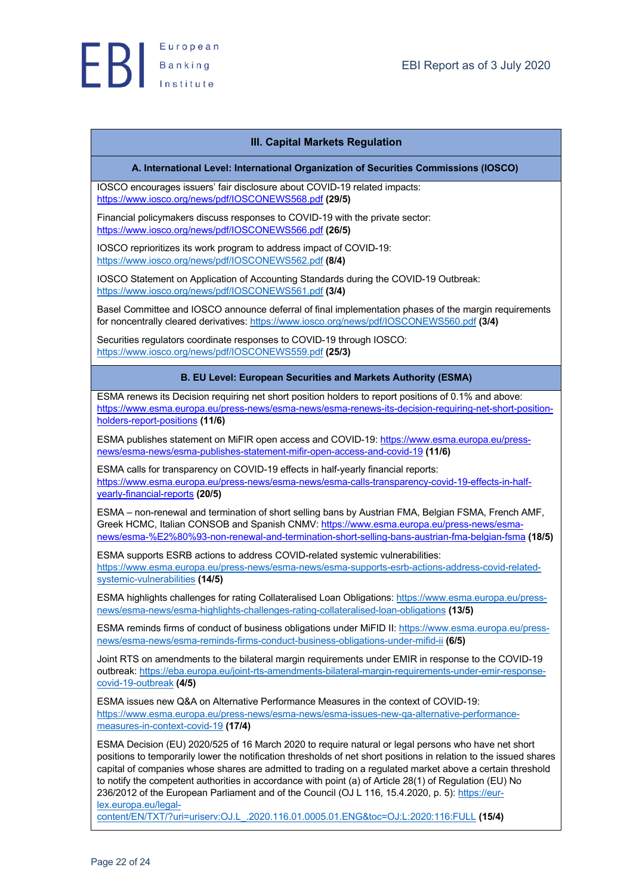## III. Capital Markets Regulation

### A. International Level: International Organization of Securities Commissions (IOSCO)

IOSCO encourages issuers' fair disclosure about COVID-19 related impacts: https://www.iosco.org/news/pdf/IOSCONEWS568.pdf **(29/5)**

Financial policymakers discuss responses to COVID-19 with the private sector: https://www.iosco.org/news/pdf/IOSCONEWS566.pdf **(26/5)**

IOSCO reprioritizes its work program to address impact of COVID-19: https://www.iosco.org/news/pdf/IOSCONEWS562.pdf **(8/4)**

IOSCO Statement on Application of Accounting Standards during the COVID-19 Outbreak: https://www.iosco.org/news/pdf/IOSCONEWS561.pdf **(3/4)**

Basel Committee and IOSCO announce deferral of final implementation phases of the margin requirements for noncentrally cleared derivatives: https://www.iosco.org/news/pdf/IOSCONEWS560.pdf **(3/4)**

Securities regulators coordinate responses to COVID-19 through IOSCO: https://www.iosco.org/news/pdf/IOSCONEWS559.pdf **(25/3)**

### B. EU Level: European Securities and Markets Authority (ESMA)

ESMA renews its Decision requiring net short position holders to report positions of 0.1% and above: https://www.esma.europa.eu/press-news/esma-news/esma-renews-its-decision-requiring-net-short-position-holders-report-positions **(11/6)**

ESMA publishes statement on MiFIR open access and COVID-19: https://www.esma.europa.eu/press-news/esma-news/esma-publishes-statement-mifir-open-access-and-covid-19 **(11/6)**

ESMA calls for transparency on COVID-19 effects in half-yearly financial reports: https://www.esma.europa.eu/press-news/esma-news/esma-calls-transparency-covid-19-effects-in-half-yearly-financial-reports **(20/5)**

ESMA – non-renewal and termination of short selling bans by Austrian FMA, Belgian FSMA, French AMF, Greek HCMC, Italian CONSOB and Spanish CNMV: https://www.esma.europa.eu/press-news/esma-news/esma-%E2%80%93-non-renewal-and-termination-short-selling-bans-austrian-fma-belgian-fsma **(18/5)**

ESMA supports ESRB actions to address COVID-related systemic vulnerabilities: https://www.esma.europa.eu/press-news/esma-news/esma-supports-esrb-actions-address-covid-related-systemic-vulnerabilities **(14/5)**

ESMA highlights challenges for rating Collateralised Loan Obligations: https://www.esma.europa.eu/press-news/esma-news/esma-highlights-challenges-rating-collateralised-loan-obligations **(13/5)**

ESMA reminds firms of conduct of business obligations under MiFID II: https://www.esma.europa.eu/press-news/esma-news/esma-reminds-firms-conduct-business-obligations-under-mifid-ii **(6/5)**

Joint RTS on amendments to the bilateral margin requirements under EMIR in response to the COVID-19 outbreak: https://eba.europa.eu/joint-rts-amendments-bilateral-margin-requirements-under-emir-response-covid-19-outbreak **(4/5)**

ESMA issues new Q&A on Alternative Performance Measures in the context of COVID-19: https://www.esma.europa.eu/press-news/esma-news/esma-issues-new-qa-alternative-performance-measures-in-context-covid-19 **(17/4)**

ESMA Decision (EU) 2020/525 of 16 March 2020 to require natural or legal persons who have net short positions to temporarily lower the notification thresholds of net short positions in relation to the issued shares capital of companies whose shares are admitted to trading on a regulated market above a certain threshold to notify the competent authorities in accordance with point (a) of Article 28(1) of Regulation (EU) No 236/2012 of the European Parliament and of the Council (OJ L 116, 15.4.2020, p. 5): https://eur-lex.europa.eu/legal-content/EN/TXT/?uri=uriserv:OJ.L_.2020.116.01.0005.01.ENG&toc=OJ:L:2020:116:FULL **(15/4)**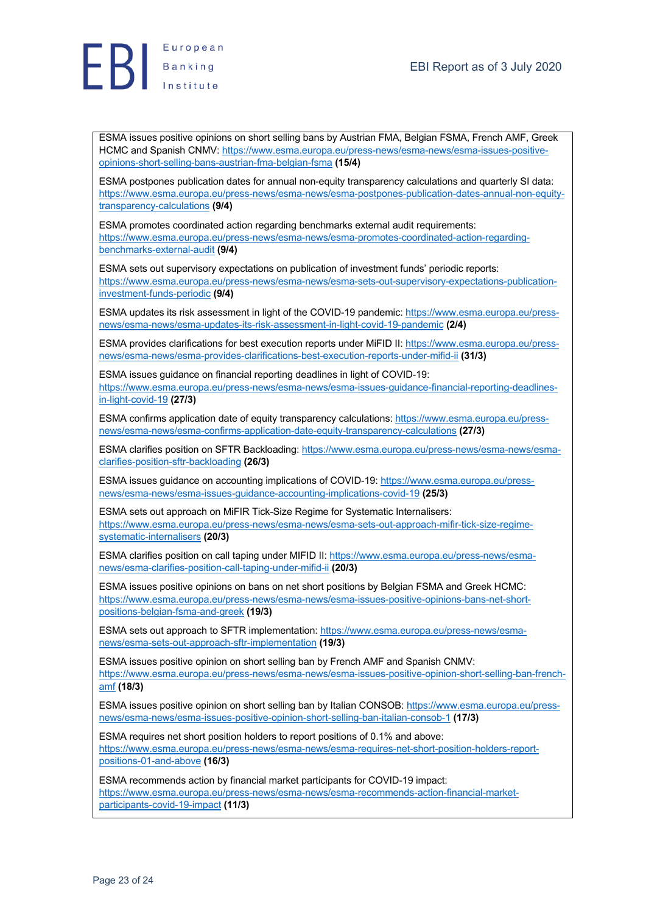ESMA issues positive opinions on short selling bans by Austrian FMA, Belgian FSMA, French AMF, Greek HCMC and Spanish CNMV: https://www.esma.europa.eu/press-news/esma-news/esma-issues-positive-opinions-short-selling-bans-austrian-fma-belgian-fsma **(15/4)**

ESMA postpones publication dates for annual non-equity transparency calculations and quarterly SI data: https://www.esma.europa.eu/press-news/esma-news/esma-postpones-publication-dates-annual-non-equity-transparency-calculations **(9/4)**

ESMA promotes coordinated action regarding benchmarks external audit requirements: https://www.esma.europa.eu/press-news/esma-news/esma-promotes-coordinated-action-regarding-benchmarks-external-audit **(9/4)**

ESMA sets out supervisory expectations on publication of investment funds' periodic reports: https://www.esma.europa.eu/press-news/esma-news/esma-sets-out-supervisory-expectations-publication-investment-funds-periodic **(9/4)**

ESMA updates its risk assessment in light of the COVID-19 pandemic: https://www.esma.europa.eu/press-news/esma-news/esma-updates-its-risk-assessment-in-light-covid-19-pandemic **(2/4)**

ESMA provides clarifications for best execution reports under MiFID II: https://www.esma.europa.eu/press-news/esma-news/esma-provides-clarifications-best-execution-reports-under-mifid-ii **(31/3)**

ESMA issues guidance on financial reporting deadlines in light of COVID-19: https://www.esma.europa.eu/press-news/esma-news/esma-issues-guidance-financial-reporting-deadlines-in-light-covid-19 **(27/3)**

ESMA confirms application date of equity transparency calculations: https://www.esma.europa.eu/press-news/esma-news/esma-confirms-application-date-equity-transparency-calculations **(27/3)**

ESMA clarifies position on SFTR Backloading: https://www.esma.europa.eu/press-news/esma-news/esma-clarifies-position-sftr-backloading **(26/3)**

ESMA issues guidance on accounting implications of COVID-19: https://www.esma.europa.eu/press-news/esma-news/esma-issues-guidance-accounting-implications-covid-19 **(25/3)**

ESMA sets out approach on MiFIR Tick-Size Regime for Systematic Internalisers: https://www.esma.europa.eu/press-news/esma-news/esma-sets-out-approach-mifir-tick-size-regime-systematic-internalisers **(20/3)**

ESMA clarifies position on call taping under MIFID II: https://www.esma.europa.eu/press-news/esma-news/esma-clarifies-position-call-taping-under-mifid-ii **(20/3)**

ESMA issues positive opinions on bans on net short positions by Belgian FSMA and Greek HCMC: https://www.esma.europa.eu/press-news/esma-news/esma-issues-positive-opinions-bans-net-short-positions-belgian-fsma-and-greek **(19/3)**

ESMA sets out approach to SFTR implementation: https://www.esma.europa.eu/press-news/esma-news/esma-sets-out-approach-sftr-implementation **(19/3)**

ESMA issues positive opinion on short selling ban by French AMF and Spanish CNMV: https://www.esma.europa.eu/press-news/esma-news/esma-issues-positive-opinion-short-selling-ban-french-amf **(18/3)**

ESMA issues positive opinion on short selling ban by Italian CONSOB: https://www.esma.europa.eu/press-news/esma-news/esma-issues-positive-opinion-short-selling-ban-italian-consob-1 **(17/3)**

ESMA requires net short position holders to report positions of 0.1% and above: https://www.esma.europa.eu/press-news/esma-news/esma-requires-net-short-position-holders-report-positions-01-and-above **(16/3)**

ESMA recommends action by financial market participants for COVID-19 impact: https://www.esma.europa.eu/press-news/esma-news/esma-recommends-action-financial-market-participants-covid-19-impact **(11/3)**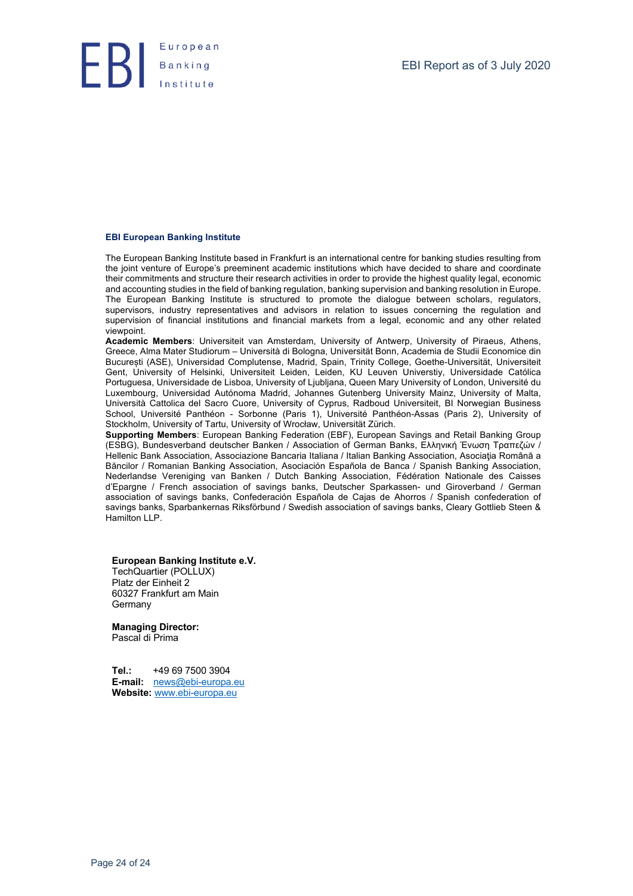**EBI European Banking Institute**

The European Banking Institute based in Frankfurt is an international centre for banking studies resulting from the joint venture of Europe's preeminent academic institutions which have decided to share and coordinate their commitments and structure their research activities in order to provide the highest quality legal, economic and accounting studies in the field of banking regulation, banking supervision and banking resolution in Europe. The European Banking Institute is structured to promote the dialogue between scholars, regulators, supervisors, industry representatives and advisors in relation to issues concerning the regulation and supervision of financial institutions and financial markets from a legal, economic and any other related viewpoint.

**Academic Members**: Universiteit van Amsterdam, University of Antwerp, University of Piraeus, Athens, Greece, Alma Mater Studiorum – Università di Bologna, Universität Bonn, Academia de Studii Economice din București (ASE), Universidad Complutense, Madrid, Spain, Trinity College, Goethe-Universität, Universiteit Gent, University of Helsinki, Universiteit Leiden, Leiden, KU Leuven Universtiy, Universidade Católica Portuguesa, Universidade de Lisboa, University of Ljubljana, Queen Mary University of London, Université du Luxembourg, Universidad Autónoma Madrid, Johannes Gutenberg University Mainz, University of Malta, Università Cattolica del Sacro Cuore, University of Cyprus, Radboud Universiteit, BI Norwegian Business School, Université Panthéon - Sorbonne (Paris 1), Université Panthéon-Assas (Paris 2), University of Stockholm, University of Tartu, University of Wrocław, Universität Zürich.

**Supporting Members**: European Banking Federation (EBF), European Savings and Retail Banking Group (ESBG), Bundesverband deutscher Banken / Association of German Banks, Ελληνική Ένωση Τραπεζών / Hellenic Bank Association, Associazione Bancaria Italiana / Italian Banking Association, Asociaţia Română a Băncilor / Romanian Banking Association, Asociación Española de Banca / Spanish Banking Association, Nederlandse Vereniging van Banken / Dutch Banking Association, Fédération Nationale des Caisses d'Epargne / French association of savings banks, Deutscher Sparkassen- und Giroverband / German association of savings banks, Confederación Española de Cajas de Ahorros / Spanish confederation of savings banks, Sparbankernas Riksförbund / Swedish association of savings banks, Cleary Gottlieb Steen & Hamilton LLP.

**European Banking Institute e.V.**
TechQuartier (POLLUX)
Platz der Einheit 2
60327 Frankfurt am Main
Germany

**Managing Director:**
Pascal di Prima

**Tel.:** +49 69 7500 3904
**E-mail:** news@ebi-europa.eu
**Website:** www.ebi-europa.eu